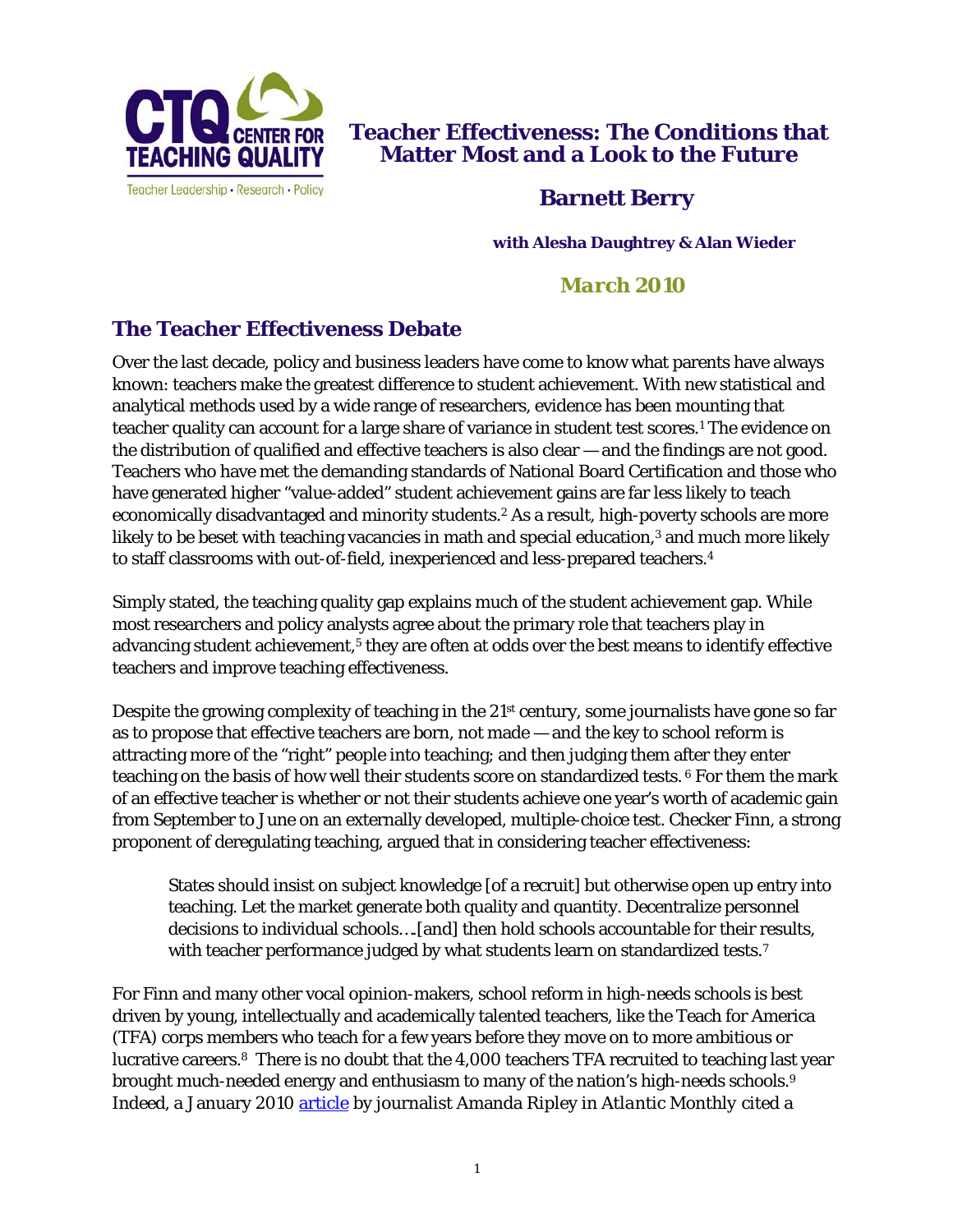# Teacher Effectiveness: The Conditions that Matter Most and a Look to the Future

**Barnett Berry**

**with Alesha Daughtrey & Alan Wieder**

*March 2010*

## The Teacher Effectiveness Debate

Over the last decade, policy and business leaders have come to know what parents have always known: teachers make the greatest difference to student achievement. With new statistical and analytical methods used by a wide range of researchers, evidence has been mounting that teacher quality can account for a large share of variance in student test scores.[1] The evidence on the distribution of qualified and effective teachers is also clear — and the findings are not good. Teachers who have met the demanding standards of National Board Certification and those who have generated higher "value-added" student achievement gains are far less likely to teach economically disadvantaged and minority students.[2] As a result, high-poverty schools are more likely to be beset with teaching vacancies in math and special education,[3] and much more likely to staff classrooms with out-of-field, inexperienced and less-prepared teachers.[4]

Simply stated, the teaching quality gap explains much of the student achievement gap. While most researchers and policy analysts agree about the primary role that teachers play in advancing student achievement,[5] they are often at odds over the best means to identify effective teachers and improve teaching effectiveness.

Despite the growing complexity of teaching in the 21st century, some journalists have gone so far as to propose that effective teachers are born, not made — and the key to school reform is attracting more of the "right" people into teaching; and then judging them after they enter teaching on the basis of how well their students score on standardized tests. [6] For them the mark of an effective teacher is whether or not their students achieve one year's worth of academic gain from September to June on an externally developed, multiple-choice test. Checker Finn, a strong proponent of deregulating teaching, argued that in considering teacher effectiveness:

> States should insist on subject knowledge [of a recruit] but otherwise open up entry into teaching. Let the market generate both quality and quantity. Decentralize personnel decisions to individual schools….[and] then hold schools accountable for their results, with teacher performance judged by what students learn on standardized tests.[7]

For Finn and many other vocal opinion-makers, school reform in high-needs schools is best driven by young, intellectually and academically talented teachers, like the Teach for America (TFA) corps members who teach for a few years before they move on to more ambitious or lucrative careers.[8] There is no doubt that the 4,000 teachers TFA recruited to teaching last year brought much-needed energy and enthusiasm to many of the nation's high-needs schools.[9] Indeed, a January 2010 article by journalist Amanda Ripley in *Atlantic Monthly* cited a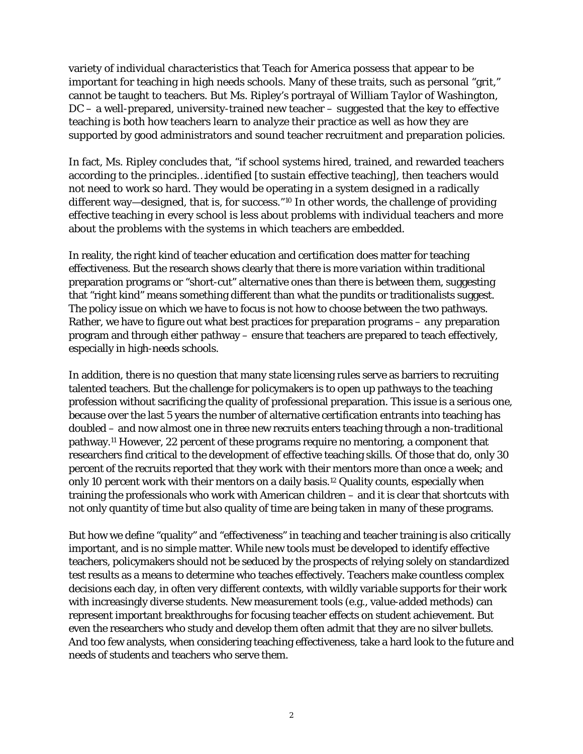variety of individual characteristics that Teach for America possess that appear to be important for teaching in high needs schools. Many of these traits, such as personal "grit," cannot be taught to teachers. But Ms. Ripley's portrayal of William Taylor of Washington, DC – a well-prepared, university-trained new teacher – suggested that the key to effective teaching is both how teachers learn to analyze their practice as well as how they are supported by good administrators and sound teacher recruitment and preparation policies.

In fact, Ms. Ripley concludes that, "if school systems hired, trained, and rewarded teachers according to the principles…identified [to sustain effective teaching], then teachers would not need to work so hard. They would be operating in a system designed in a radically different way—designed, that is, for success."[10] In other words, the challenge of providing effective teaching in every school is less about problems with individual teachers and more about the problems with the systems in which teachers are embedded.

In reality, the right kind of teacher education and certification does matter for teaching effectiveness. But the research shows clearly that there is more variation within traditional preparation programs or "short-cut" alternative ones than there is between them, suggesting that "right kind" means something different than what the pundits or traditionalists suggest. The policy issue on which we have to focus is not how to choose between the two pathways. Rather, we have to figure out what best practices for preparation programs – *any* preparation program and through either pathway – ensure that teachers are prepared to teach effectively, especially in high-needs schools.

In addition, there is no question that many state licensing rules serve as barriers to recruiting talented teachers. But the challenge for policymakers is to open up pathways to the teaching profession without sacrificing the quality of professional preparation. This issue is a serious one, because over the last 5 years the number of alternative certification entrants into teaching has doubled – and now almost one in three new recruits enters teaching through a non-traditional pathway.[11] However, 22 percent of these programs require no mentoring, a component that researchers find critical to the development of effective teaching skills. Of those that do, only 30 percent of the recruits reported that they work with their mentors more than once a week; and only 10 percent work with their mentors on a daily basis.[12] Quality counts, especially when training the professionals who work with American children – and it is clear that shortcuts with not only quantity of time but also quality of time are being taken in many of these programs.

But how we define "quality" and "effectiveness" in teaching and teacher training is also critically important, and is no simple matter. While new tools must be developed to identify effective teachers, policymakers should not be seduced by the prospects of relying solely on standardized test results as a means to determine who teaches effectively. Teachers make countless complex decisions each day, in often very different contexts, with wildly variable supports for their work with increasingly diverse students. New measurement tools (e.g., value-added methods) can represent important breakthroughs for focusing teacher effects on student achievement. But even the researchers who study and develop them often admit that they are no silver bullets. And too few analysts, when considering teaching effectiveness, take a hard look to the future and needs of students and teachers who serve them.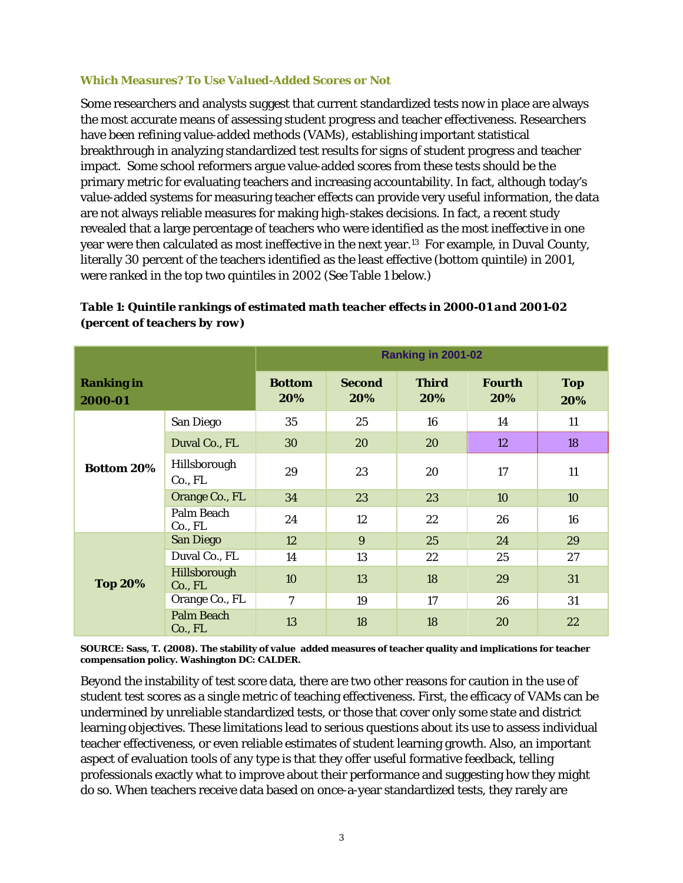### *Which Measures? To Use Valued-Added Scores or Not*

Some researchers and analysts suggest that current standardized tests now in place are always the most accurate means of assessing student progress and teacher effectiveness. Researchers have been refining value-added methods (VAMs), establishing important statistical breakthrough in analyzing standardized test results for signs of student progress and teacher impact. Some school reformers argue value-added scores from these tests should be the primary metric for evaluating teachers and increasing accountability. In fact, although today's value-added systems for measuring teacher effects can provide very useful information, the data are not always reliable measures for making high-stakes decisions. In fact, a recent study revealed that a large percentage of teachers who were identified as the most ineffective in one year were then calculated as most ineffective in the next year.[13] For example, in Duval County, literally 30 percent of the teachers identified as the least effective (bottom quintile) in 2001, were ranked in the top two quintiles in 2002 (See Table 1 below.)

***Table 1: Quintile rankings of estimated math teacher effects in 2000-01 and 2001-02 (percent of teachers by row)***

| Ranking in 2000-01 | | Ranking in 2001-02 | | | | |
|---|---|---|---|---|---|---|
| | | **Bottom 20%** | **Second 20%** | **Third 20%** | **Fourth 20%** | **Top 20%** |
| **Bottom 20%** | San Diego | 35 | 25 | 16 | 14 | 11 |
| | Duval Co., FL | 30 | 20 | 20 | 12 | 18 |
| | Hillsborough Co., FL | 29 | 23 | 20 | 17 | 11 |
| | Orange Co., FL | 34 | 23 | 23 | 10 | 10 |
| | Palm Beach Co., FL | 24 | 12 | 22 | 26 | 16 |
| **Top 20%** | San Diego | 12 | 9 | 25 | 24 | 29 |
| | Duval Co., FL | 14 | 13 | 22 | 25 | 27 |
| | Hillsborough Co., FL | 10 | 13 | 18 | 29 | 31 |
| | Orange Co., FL | 7 | 19 | 17 | 26 | 31 |
| | Palm Beach Co., FL | 13 | 18 | 18 | 20 | 22 |

**SOURCE: Sass, T. (2008). The stability of value added measures of teacher quality and implications for teacher compensation policy. Washington DC: CALDER.**

Beyond the instability of test score data, there are two other reasons for caution in the use of student test scores as a single metric of teaching effectiveness. First, the efficacy of VAMs can be undermined by unreliable standardized tests, or those that cover only some state and district learning objectives. These limitations lead to serious questions about its use to assess individual teacher effectiveness, or even reliable estimates of student learning growth. Also, an important aspect of evaluation tools of any type is that they offer useful formative feedback, telling professionals exactly what to improve about their performance and suggesting how they might do so. When teachers receive data based on once-a-year standardized tests, they rarely are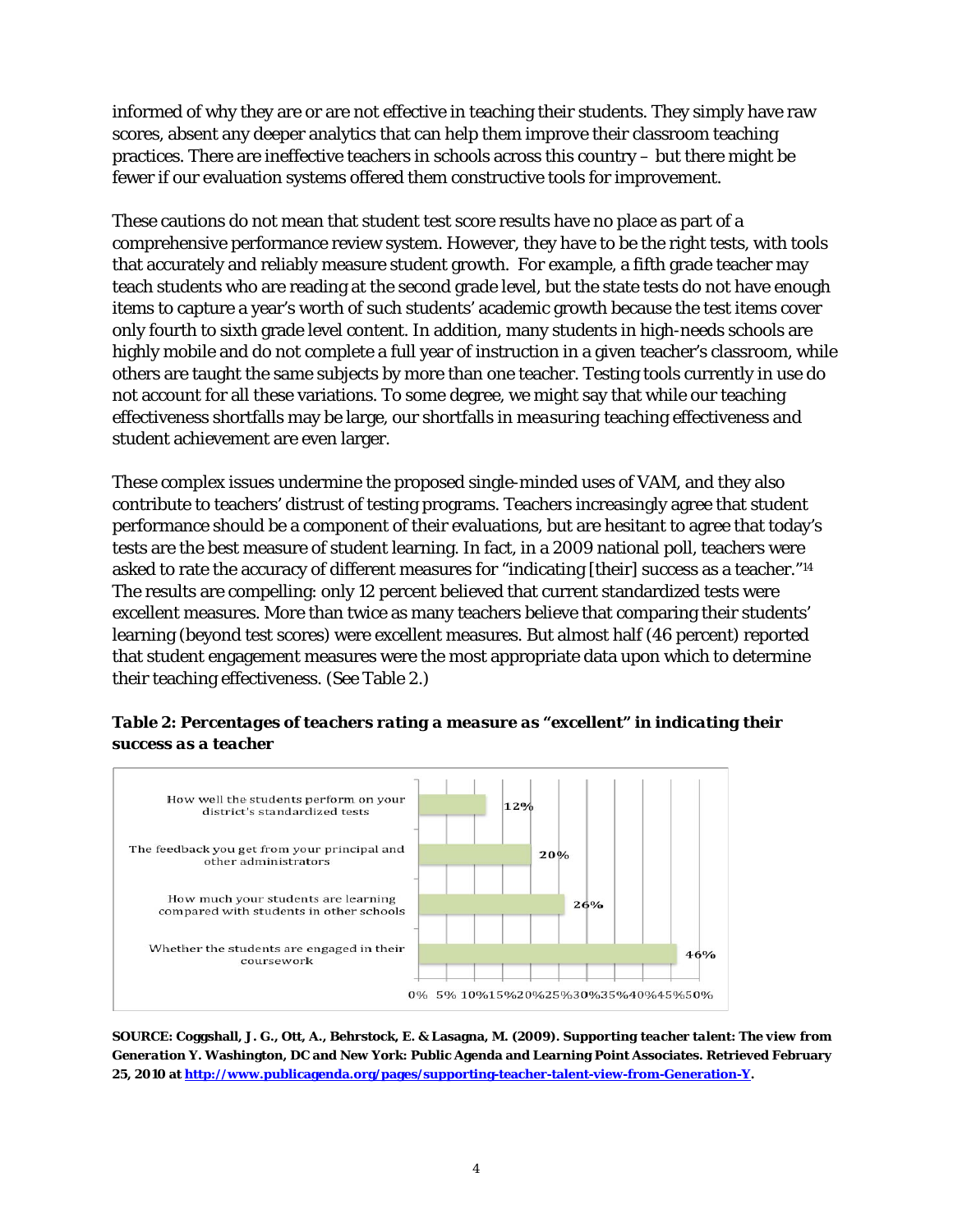informed of why they are or are not effective in teaching their students. They simply have raw scores, absent any deeper analytics that can help them improve their classroom teaching practices. There are ineffective teachers in schools across this country – but there might be fewer if our evaluation systems offered them constructive tools for improvement.

These cautions do not mean that student test score results have no place as part of a comprehensive performance review system. However, they have to be the right tests, with tools that accurately and reliably measure student growth. For example, a fifth grade teacher may teach students who are reading at the second grade level, but the state tests do not have enough items to capture a year's worth of such students' academic growth because the test items cover only fourth to sixth grade level content. In addition, many students in high-needs schools are highly mobile and do not complete a full year of instruction in a given teacher's classroom, while others are taught the same subjects by more than one teacher. Testing tools currently in use do not account for all these variations. To some degree, we might say that while our teaching effectiveness shortfalls may be large, our shortfalls in *measuring* teaching effectiveness and student achievement are even larger.

These complex issues undermine the proposed single-minded uses of VAM, and they also contribute to teachers' distrust of testing programs. Teachers increasingly agree that student performance should be a component of their evaluations, but are hesitant to agree that today's tests are the best measure of student learning. In fact, in a 2009 national poll, teachers were asked to rate the accuracy of different measures for "indicating [their] success as a teacher."[14] The results are compelling: only 12 percent believed that current standardized tests were excellent measures. More than twice as many teachers believe that comparing their students' learning (beyond test scores) were excellent measures. But almost half (46 percent) reported that student engagement measures were the most appropriate data upon which to determine their teaching effectiveness. (See Table 2.)

***Table 2: Percentages of teachers rating a measure as "excellent" in indicating their success as a teacher***

| Measure | Percentage |
| --- | --- |
| How well the students perform on your district's standardized tests | 12% |
| The feedback you get from your principal and other administrators | 20% |
| How much your students are learning compared with students in other schools | 26% |
| Whether the students are engaged in their coursework | 46% |

**SOURCE: Coggshall, J. G., Ott, A., Behrstock, E. & Lasagna, M. (2009). *Supporting teacher talent: The view from Generation Y.* Washington, DC and New York: Public Agenda and Learning Point Associates. Retrieved February 25, 2010 at http://www.publicagenda.org/pages/supporting-teacher-talent-view-from-Generation-Y.**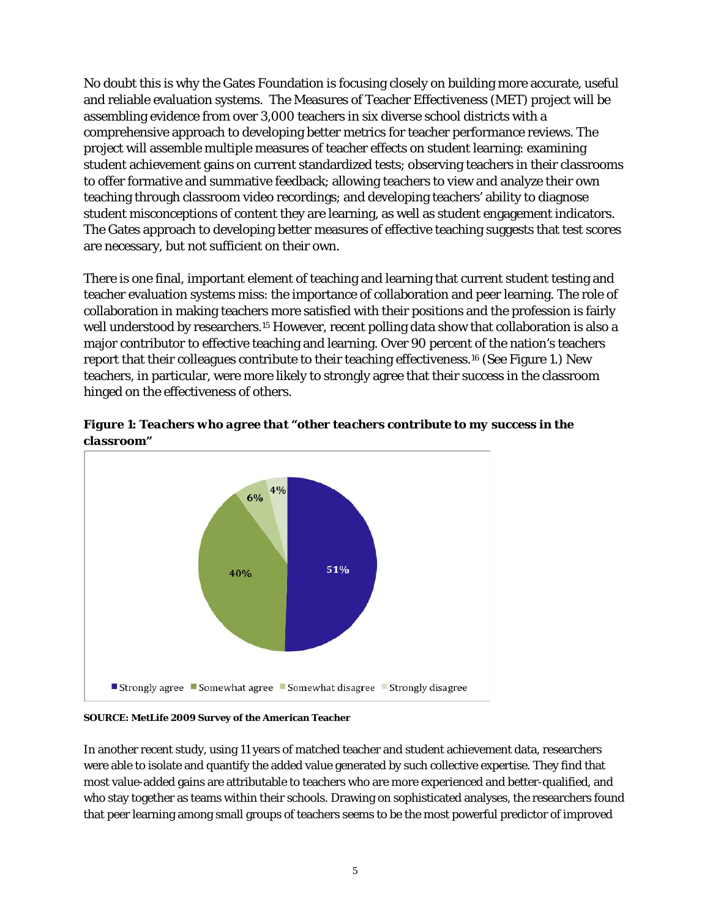No doubt this is why the Gates Foundation is focusing closely on building more accurate, useful and reliable evaluation systems. The Measures of Teacher Effectiveness (MET) project will be assembling evidence from over 3,000 teachers in six diverse school districts with a comprehensive approach to developing better metrics for teacher performance reviews. The project will assemble multiple measures of teacher effects on student learning: examining student achievement gains on current standardized tests; observing teachers in their classrooms to offer formative and summative feedback; allowing teachers to view and analyze their own teaching through classroom video recordings; and developing teachers' ability to diagnose student misconceptions of content they are learning, as well as student engagement indicators. The Gates approach to developing better measures of effective teaching suggests that test scores are necessary, but not sufficient on their own.

There is one final, important element of teaching and learning that current student testing and teacher evaluation systems miss: the importance of collaboration and peer learning. The role of collaboration in making teachers more satisfied with their positions and the profession is fairly well understood by researchers.[15] However, recent polling data show that collaboration is also a major contributor to effective teaching and learning. Over 90 percent of the nation's teachers report that their colleagues contribute to their teaching effectiveness.[16] (See Figure 1.) New teachers, in particular, were more likely to strongly agree that their success in the classroom hinged on the effectiveness of others.

***Figure 1: Teachers who agree that "other teachers contribute to my success in the classroom"***

| Response | Percent |
|---|---|
| Strongly agree | 51% |
| Somewhat agree | 40% |
| Somewhat disagree | 6% |
| Strongly disagree | 4% |

**SOURCE: MetLife 2009 Survey of the American Teacher**

In another recent study, using 11 years of matched teacher and student achievement data, researchers were able to isolate and quantify the added value generated by such collective expertise. They find that most value-added gains are attributable to teachers who are more experienced and better-qualified, and who stay together as teams within their schools. Drawing on sophisticated analyses, the researchers found that peer learning among small groups of teachers seems to be the most powerful predictor of improved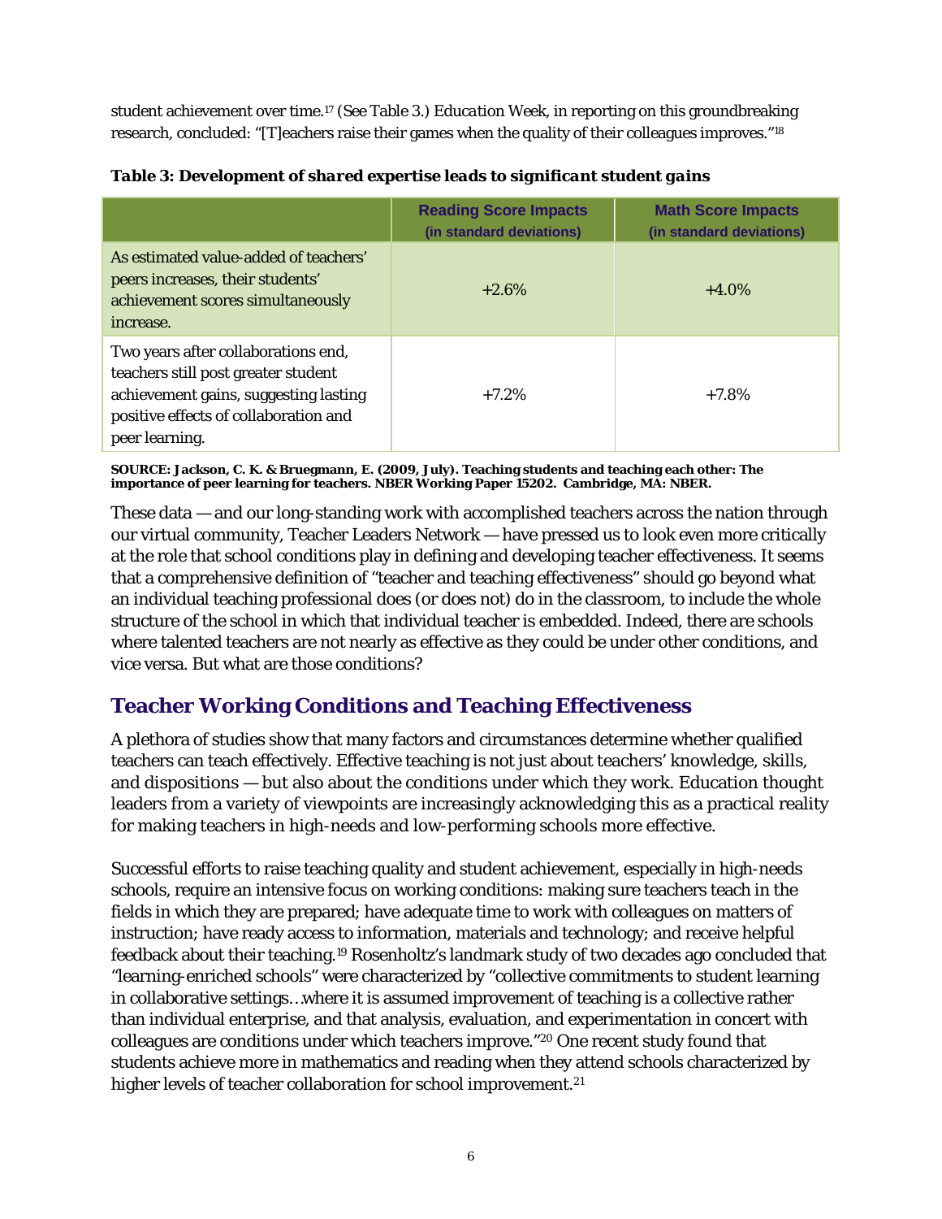student achievement over time.[17] (See Table 3.) *Education Week*, in reporting on this groundbreaking research, concluded: "[T]eachers raise their games when the quality of their colleagues improves."[18]

***Table 3: Development of shared expertise leads to significant student gains***

| | Reading Score Impacts (in standard deviations) | Math Score Impacts (in standard deviations) |
|---|---|---|
| As estimated value-added of teachers' peers increases, their students' achievement scores simultaneously increase. | +2.6% | +4.0% |
| Two years after collaborations end, teachers still post greater student achievement gains, suggesting lasting positive effects of collaboration and peer learning. | +7.2% | +7.8% |

**SOURCE: Jackson, C. K. & Bruegmann, E. (2009, July). Teaching students and teaching each other: The importance of peer learning for teachers. NBER Working Paper 15202. Cambridge, MA: NBER.**

These data — and our long-standing work with accomplished teachers across the nation through our virtual community, Teacher Leaders Network — have pressed us to look even more critically at the role that school conditions play in defining and developing teacher effectiveness. It seems that a comprehensive definition of "teacher and teaching effectiveness" should go beyond what an individual teaching professional does (or does not) do in the classroom, to include the whole structure of the school in which that individual teacher is embedded. Indeed, there are schools where talented teachers are not nearly as effective as they could be under other conditions, and vice versa. But what are those conditions?

## Teacher Working Conditions and Teaching Effectiveness

A plethora of studies show that many factors and circumstances determine whether qualified teachers can teach effectively. Effective teaching is not just about teachers' knowledge, skills, and dispositions — but also about the conditions under which they work. Education thought leaders from a variety of viewpoints are increasingly acknowledging this as a practical reality for making teachers in high-needs and low-performing schools more effective.

Successful efforts to raise teaching quality and student achievement, especially in high-needs schools, require an intensive focus on working conditions: making sure teachers teach in the fields in which they are prepared; have adequate time to work with colleagues on matters of instruction; have ready access to information, materials and technology; and receive helpful feedback about their teaching.[19] Rosenholtz's landmark study of two decades ago concluded that "learning-enriched schools" were characterized by "collective commitments to student learning in collaborative settings…where it is assumed improvement of teaching is a collective rather than individual enterprise, and that analysis, evaluation, and experimentation in concert with colleagues are conditions under which teachers improve."[20] One recent study found that students achieve more in mathematics and reading when they attend schools characterized by higher levels of teacher collaboration for school improvement.[21]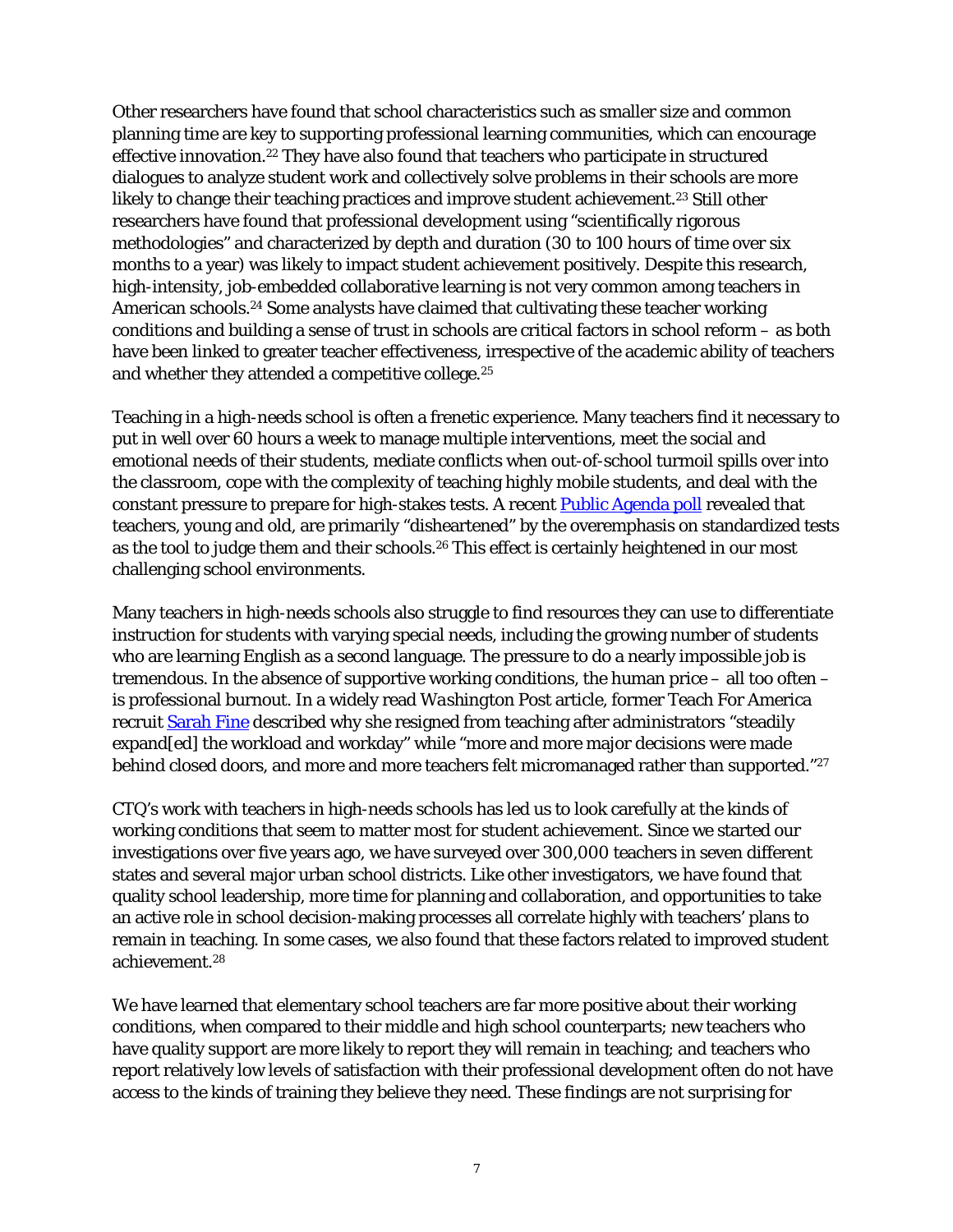Other researchers have found that school characteristics such as smaller size and common planning time are key to supporting professional learning communities, which can encourage effective innovation.[22] They have also found that teachers who participate in structured dialogues to analyze student work and collectively solve problems in their schools are more likely to change their teaching practices and improve student achievement.[23] Still other researchers have found that professional development using "scientifically rigorous methodologies" and characterized by depth and duration (30 to 100 hours of time over six months to a year) was likely to impact student achievement positively. Despite this research, high-intensity, job-embedded collaborative learning is not very common among teachers in American schools.[24] Some analysts have claimed that cultivating these teacher working conditions and building a sense of trust in schools are critical factors in school reform – as both have been linked to greater teacher effectiveness, irrespective of the academic ability of teachers and whether they attended a competitive college.[25]

Teaching in a high-needs school is often a frenetic experience. Many teachers find it necessary to put in well over 60 hours a week to manage multiple interventions, meet the social and emotional needs of their students, mediate conflicts when out-of-school turmoil spills over into the classroom, cope with the complexity of teaching highly mobile students, and deal with the constant pressure to prepare for high-stakes tests. A recent Public Agenda poll revealed that teachers, young and old, are primarily "disheartened" by the overemphasis on standardized tests as the tool to judge them and their schools.[26] This effect is certainly heightened in our most challenging school environments.

Many teachers in high-needs schools also struggle to find resources they can use to differentiate instruction for students with varying special needs, including the growing number of students who are learning English as a second language. The pressure to do a nearly impossible job is tremendous. In the absence of supportive working conditions, the human price – all too often – is professional burnout. In a widely read *Washington Post* article, former Teach For America recruit Sarah Fine described why she resigned from teaching after administrators "steadily expand[ed] the workload and workday" while "more and more major decisions were made behind closed doors, and more and more teachers felt micromanaged rather than supported."[27]

CTQ's work with teachers in high-needs schools has led us to look carefully at the kinds of working conditions that seem to matter most for student achievement. Since we started our investigations over five years ago, we have surveyed over 300,000 teachers in seven different states and several major urban school districts. Like other investigators, we have found that quality school leadership, more time for planning and collaboration, and opportunities to take an active role in school decision-making processes all correlate highly with teachers' plans to remain in teaching. In some cases, we also found that these factors related to improved student achievement.[28]

We have learned that elementary school teachers are far more positive about their working conditions, when compared to their middle and high school counterparts; new teachers who have quality support are more likely to report they will remain in teaching; and teachers who report relatively low levels of satisfaction with their professional development often do not have access to the kinds of training they believe they need. These findings are not surprising for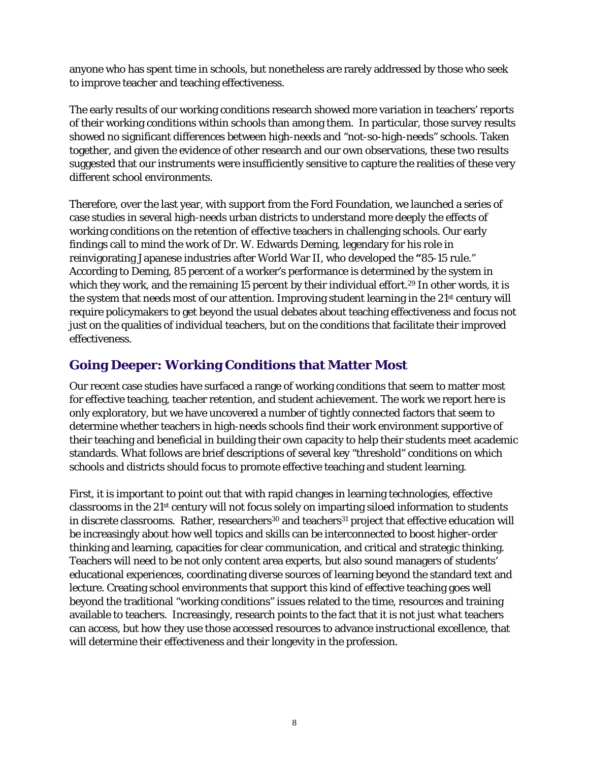anyone who has spent time in schools, but nonetheless are rarely addressed by those who seek to improve teacher and teaching effectiveness.

The early results of our working conditions research showed more variation in teachers' reports of their working conditions within schools than among them. In particular, those survey results showed no significant differences between high-needs and "not-so-high-needs" schools. Taken together, and given the evidence of other research and our own observations, these two results suggested that our instruments were insufficiently sensitive to capture the realities of these very different school environments.

Therefore, over the last year, with support from the Ford Foundation, we launched a series of case studies in several high-needs urban districts to understand more deeply the effects of working conditions on the retention of effective teachers in challenging schools. Our early findings call to mind the work of Dr. W. Edwards Deming, legendary for his role in reinvigorating Japanese industries after World War II, who developed the "85-15 rule." According to Deming, 85 percent of a worker's performance is determined by the system in which they work, and the remaining 15 percent by their individual effort.[29] In other words, it is the system that needs most of our attention. Improving student learning in the 21st century will require policymakers to get beyond the usual debates about teaching effectiveness and focus not just on the qualities of individual teachers, but on the conditions that facilitate their improved effectiveness.

## Going Deeper: Working Conditions that Matter Most

Our recent case studies have surfaced a range of working conditions that seem to matter most for effective teaching, teacher retention, and student achievement. The work we report here is only exploratory, but we have uncovered a number of tightly connected factors that seem to determine whether teachers in high-needs schools find their work environment supportive of their teaching and beneficial in building their own capacity to help their students meet academic standards. What follows are brief descriptions of several key "threshold" conditions on which schools and districts should focus to promote effective teaching and student learning.

First, it is important to point out that with rapid changes in learning technologies, effective classrooms in the 21st century will not focus solely on imparting siloed information to students in discrete classrooms. Rather, researchers[30] and teachers[31] project that effective education will be increasingly about how well topics and skills can be interconnected to boost higher-order thinking and learning, capacities for clear communication, and critical and strategic thinking. Teachers will need to be not only content area experts, but also sound managers of students' educational experiences, coordinating diverse sources of learning beyond the standard text and lecture. Creating school environments that support this kind of effective teaching goes well beyond the traditional "working conditions" issues related to the time, resources and training available to teachers. Increasingly, research points to the fact that it is not just *what* teachers can access, but how they use those accessed resources to advance instructional excellence, that will determine their effectiveness and their longevity in the profession.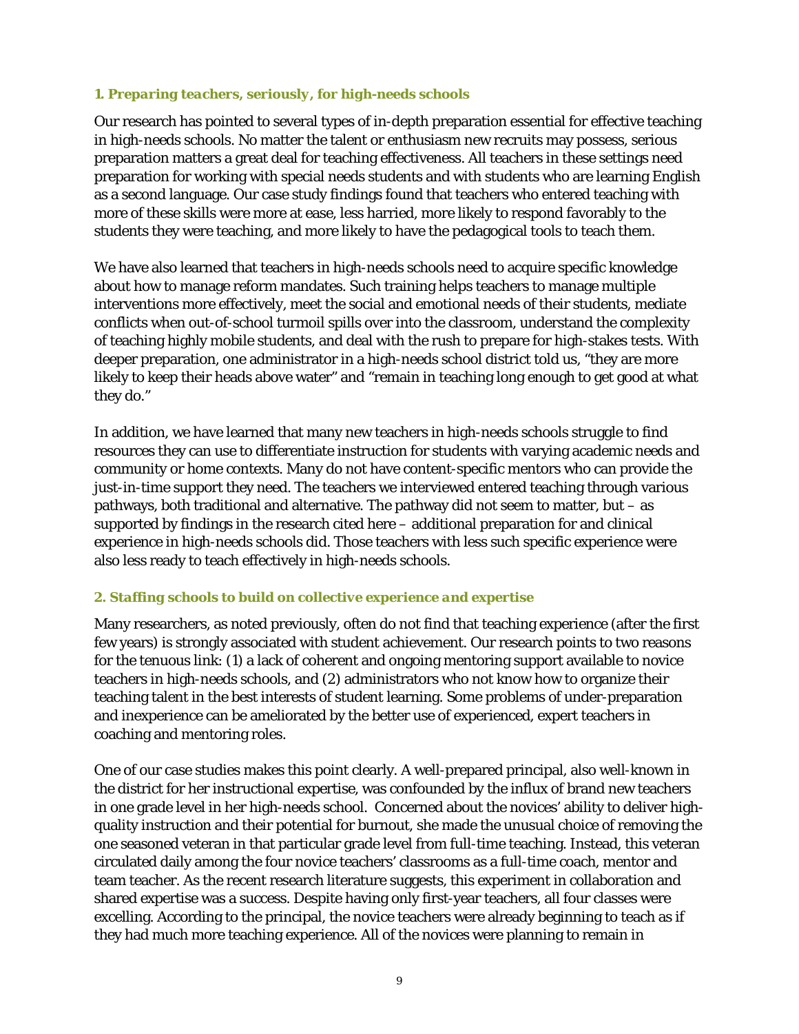### 1. *Preparing teachers, seriously, for high-needs schools*

Our research has pointed to several types of in-depth preparation essential for effective teaching in high-needs schools. No matter the talent or enthusiasm new recruits may possess, serious preparation matters a great deal for teaching effectiveness. All teachers in these settings need preparation for working with special needs students and with students who are learning English as a second language. Our case study findings found that teachers who entered teaching with more of these skills were more at ease, less harried, more likely to respond favorably to the students they were teaching, and more likely to have the pedagogical tools to teach them.

We have also learned that teachers in high-needs schools need to acquire specific knowledge about how to manage reform mandates. Such training helps teachers to manage multiple interventions more effectively, meet the social and emotional needs of their students, mediate conflicts when out-of-school turmoil spills over into the classroom, understand the complexity of teaching highly mobile students, and deal with the rush to prepare for high-stakes tests. With deeper preparation, one administrator in a high-needs school district told us, "they are more likely to keep their heads above water" and "remain in teaching long enough to get good at what they do."

In addition, we have learned that many new teachers in high-needs schools struggle to find resources they can use to differentiate instruction for students with varying academic needs and community or home contexts. Many do not have content-specific mentors who can provide the just-in-time support they need. The teachers we interviewed entered teaching through various pathways, both traditional and alternative. The pathway did not seem to matter, but – as supported by findings in the research cited here – additional preparation for and clinical experience in high-needs schools did. Those teachers with less such specific experience were also less ready to teach effectively in high-needs schools.

### 2. *Staffing schools to build on collective experience and expertise*

Many researchers, as noted previously, often do not find that teaching experience (after the first few years) is strongly associated with student achievement. Our research points to two reasons for the tenuous link: (1) a lack of coherent and ongoing mentoring support available to novice teachers in high-needs schools, and (2) administrators who not know how to organize their teaching talent in the best interests of student learning. Some problems of under-preparation and inexperience can be ameliorated by the better use of experienced, expert teachers in coaching and mentoring roles.

One of our case studies makes this point clearly. A well-prepared principal, also well-known in the district for her instructional expertise, was confounded by the influx of brand new teachers in one grade level in her high-needs school. Concerned about the novices' ability to deliver high-quality instruction and their potential for burnout, she made the unusual choice of removing the one seasoned veteran in that particular grade level from full-time teaching. Instead, this veteran circulated daily among the four novice teachers' classrooms as a full-time coach, mentor and team teacher. As the recent research literature suggests, this experiment in collaboration and shared expertise was a success. Despite having only first-year teachers, all four classes were excelling. According to the principal, the novice teachers were already beginning to teach as if they had much more teaching experience. All of the novices were planning to remain in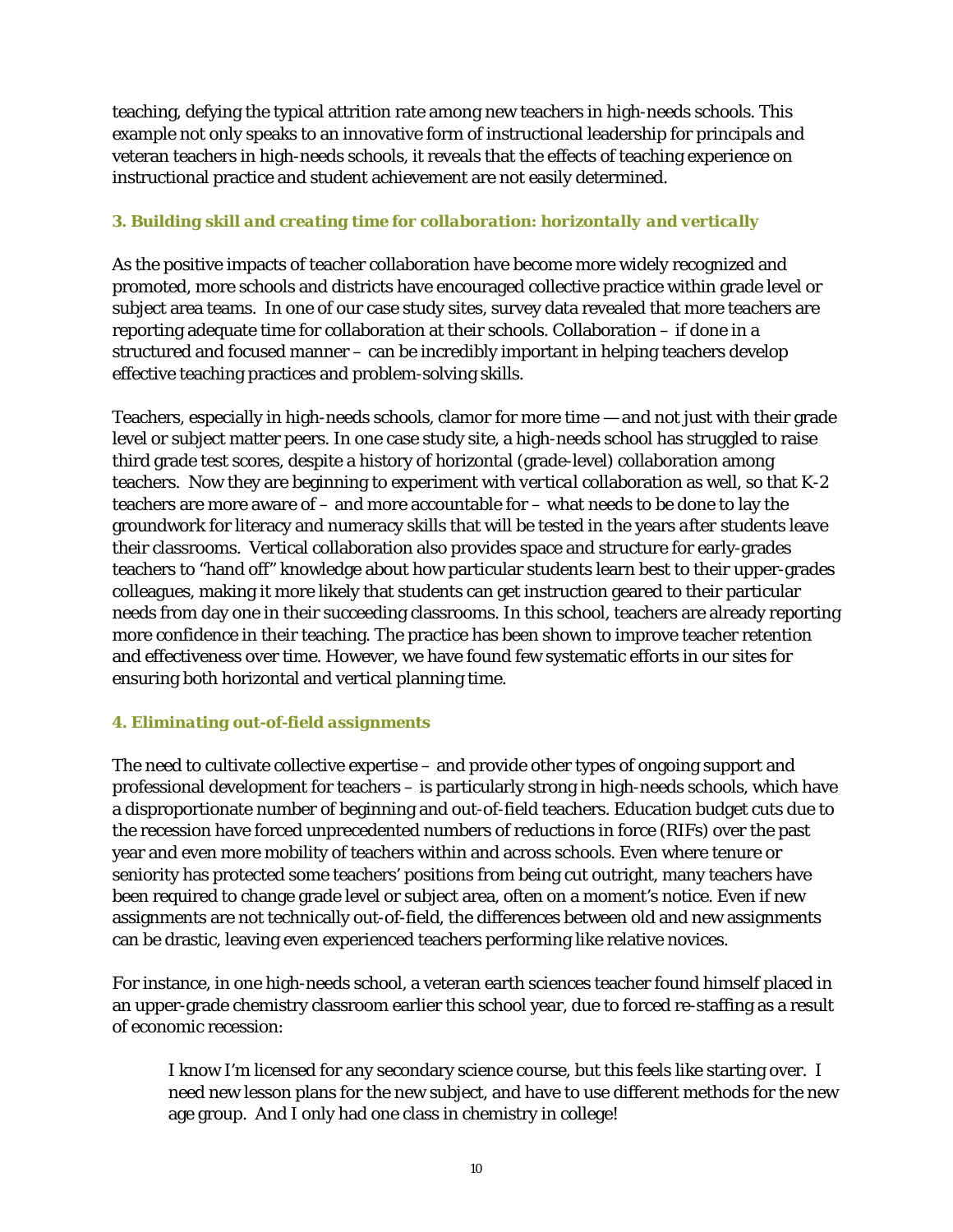teaching, defying the typical attrition rate among new teachers in high-needs schools. This example not only speaks to an innovative form of instructional leadership for principals and veteran teachers in high-needs schools, it reveals that the effects of teaching experience on instructional practice and student achievement are not easily determined.

### *3. Building skill and creating time for collaboration: horizontally and vertically*

As the positive impacts of teacher collaboration have become more widely recognized and promoted, more schools and districts have encouraged collective practice within grade level or subject area teams. In one of our case study sites, survey data revealed that more teachers are reporting adequate time for collaboration at their schools. Collaboration – if done in a structured and focused manner – can be incredibly important in helping teachers develop effective teaching practices and problem-solving skills.

Teachers, especially in high-needs schools, clamor for more time — and not just with their grade level or subject matter peers. In one case study site, a high-needs school has struggled to raise third grade test scores, despite a history of horizontal (grade-level) collaboration among teachers. Now they are beginning to experiment with *vertical* collaboration as well, so that K-2 teachers are more aware of – and more accountable for – what needs to be done to lay the groundwork for literacy and numeracy skills that will be tested in the years *after* students leave their classrooms. Vertical collaboration also provides space and structure for early-grades teachers to "hand off" knowledge about how particular students learn best to their upper-grades colleagues, making it more likely that students can get instruction geared to their particular needs from day one in their succeeding classrooms. In this school, teachers are already reporting more confidence in their teaching. The practice has been shown to improve teacher retention and effectiveness over time. However, we have found few systematic efforts in our sites for ensuring both horizontal and vertical planning time.

### *4. Eliminating out-of-field assignments*

The need to cultivate collective expertise – and provide other types of ongoing support and professional development for teachers – is particularly strong in high-needs schools, which have a disproportionate number of beginning and out-of-field teachers. Education budget cuts due to the recession have forced unprecedented numbers of reductions in force (RIFs) over the past year and even more mobility of teachers within and across schools. Even where tenure or seniority has protected some teachers' positions from being cut outright, many teachers have been required to change grade level or subject area, often on a moment's notice. Even if new assignments are not technically out-of-field, the differences between old and new assignments can be drastic, leaving even experienced teachers performing like relative novices.

For instance, in one high-needs school, a veteran earth sciences teacher found himself placed in an upper-grade chemistry classroom earlier this school year, due to forced re-staffing as a result of economic recession:

> I know I'm licensed for any secondary science course, but this feels like starting over. I need new lesson plans for the new subject, and have to use different methods for the new age group. And I only had one class in chemistry in college!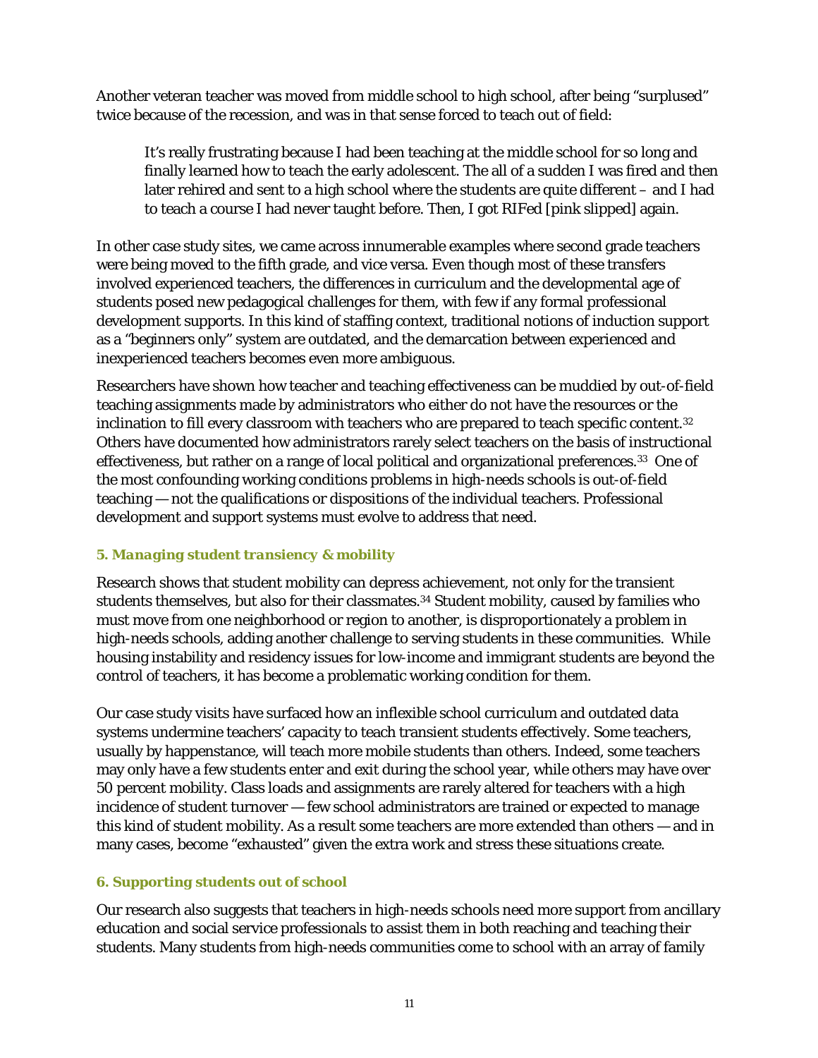Another veteran teacher was moved from middle school to high school, after being "surplused" twice because of the recession, and was in that sense forced to teach out of field:

> It's really frustrating because I had been teaching at the middle school for so long and finally learned how to teach the early adolescent. The all of a sudden I was fired and then later rehired and sent to a high school where the students are quite different – and I had to teach a course I had never taught before. Then, I got RIFed [pink slipped] again.

In other case study sites, we came across innumerable examples where second grade teachers were being moved to the fifth grade, and vice versa. Even though most of these transfers involved experienced teachers, the differences in curriculum and the developmental age of students posed new pedagogical challenges for them, with few if any formal professional development supports. In this kind of staffing context, traditional notions of induction support as a "beginners only" system are outdated, and the demarcation between experienced and inexperienced teachers becomes even more ambiguous.

Researchers have shown how teacher and teaching effectiveness can be muddied by out-of-field teaching assignments made by administrators who either do not have the resources or the inclination to fill every classroom with teachers who are prepared to teach specific content.[32] Others have documented how administrators rarely select teachers on the basis of instructional effectiveness, but rather on a range of local political and organizational preferences.[33] One of the most confounding working conditions problems in high-needs schools is out-of-field teaching — not the qualifications or dispositions of the individual teachers. Professional development and support systems must evolve to address that need.

### *5. Managing student transiency & mobility*

Research shows that student mobility can depress achievement, not only for the transient students themselves, but also for their classmates.[34] Student mobility, caused by families who must move from one neighborhood or region to another, is disproportionately a problem in high-needs schools, adding another challenge to serving students in these communities. While housing instability and residency issues for low-income and immigrant students are beyond the control of teachers, it has become a problematic working condition for them.

Our case study visits have surfaced how an inflexible school curriculum and outdated data systems undermine teachers' capacity to teach transient students effectively. Some teachers, usually by happenstance, will teach more mobile students than others. Indeed, some teachers may only have a few students enter and exit during the school year, while others may have over 50 percent mobility. Class loads and assignments are rarely altered for teachers with a high incidence of student turnover — few school administrators are trained or expected to manage this kind of student mobility. As a result some teachers are more extended than others — and in many cases, become "exhausted" given the extra work and stress these situations create.

### 6. Supporting students out of school

Our research also suggests that teachers in high-needs schools need more support from ancillary education and social service professionals to assist them in both reaching and teaching their students. Many students from high-needs communities come to school with an array of family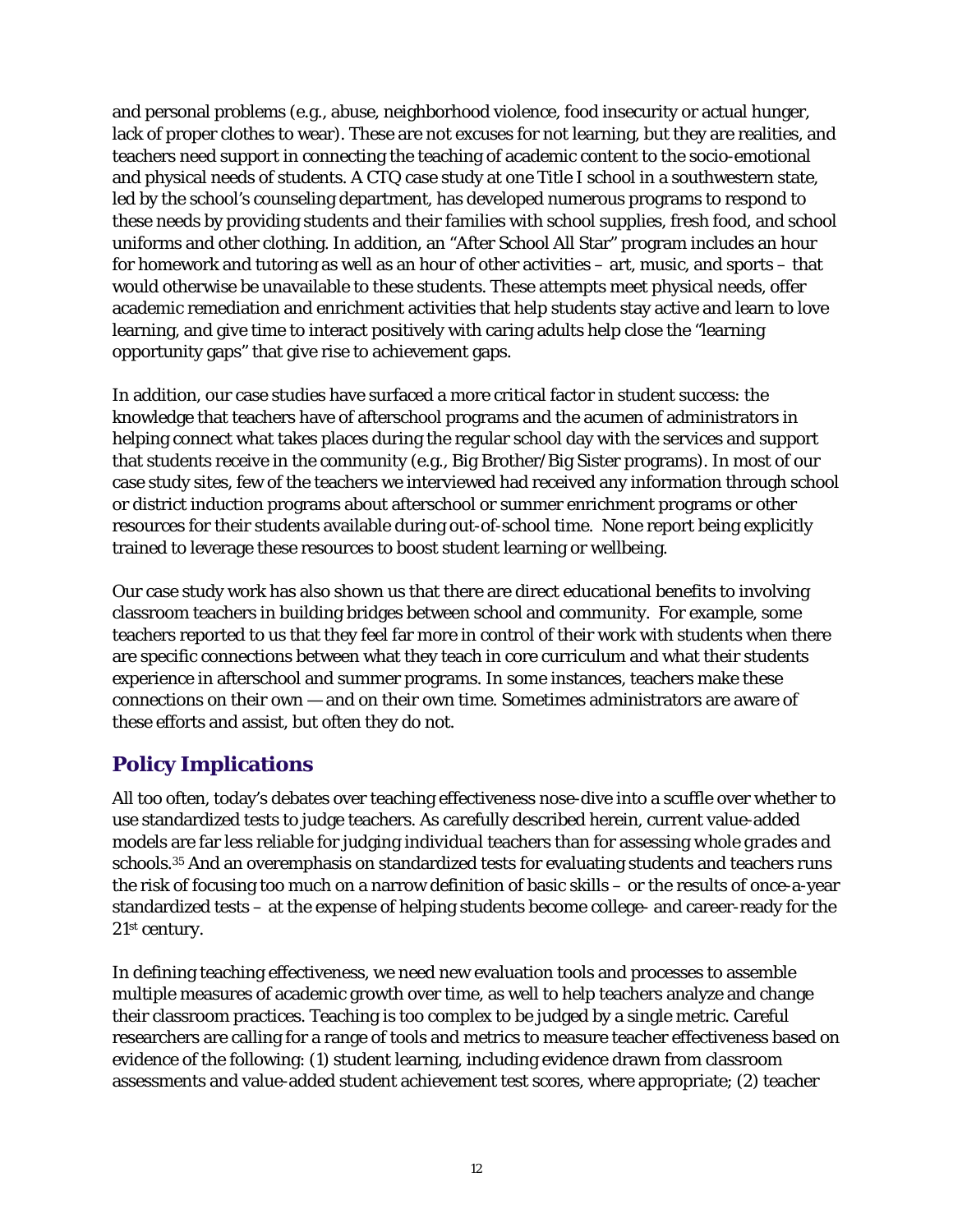and personal problems (e.g., abuse, neighborhood violence, food insecurity or actual hunger, lack of proper clothes to wear). These are not excuses for not learning, but they are realities, and teachers need support in connecting the teaching of academic content to the socio-emotional and physical needs of students. A CTQ case study at one Title I school in a southwestern state, led by the school's counseling department, has developed numerous programs to respond to these needs by providing students and their families with school supplies, fresh food, and school uniforms and other clothing. In addition, an "After School All Star" program includes an hour for homework and tutoring as well as an hour of other activities – art, music, and sports – that would otherwise be unavailable to these students. These attempts meet physical needs, offer academic remediation and enrichment activities that help students stay active and learn to love learning, and give time to interact positively with caring adults help close the "learning opportunity gaps" that give rise to achievement gaps.

In addition, our case studies have surfaced a more critical factor in student success: the knowledge that teachers have of afterschool programs and the acumen of administrators in helping connect what takes places during the regular school day with the services and support that students receive in the community (e.g., Big Brother/Big Sister programs). In most of our case study sites, few of the teachers we interviewed had received any information through school or district induction programs about afterschool or summer enrichment programs or other resources for their students available during out-of-school time. None report being explicitly trained to leverage these resources to boost student learning or wellbeing.

Our case study work has also shown us that there are direct educational benefits to involving classroom teachers in building bridges between school and community. For example, some teachers reported to us that they feel far more in control of their work with students when there are specific connections between what they teach in core curriculum and what their students experience in afterschool and summer programs. In some instances, teachers make these connections on their own — and on their own time. Sometimes administrators are aware of these efforts and assist, but often they do not.

## Policy Implications

All too often, today's debates over teaching effectiveness nose-dive into a scuffle over whether to use standardized tests to judge teachers. As carefully described herein, current value-added models are far less reliable for judging *individual* teachers than for assessing *whole grades and* schools.[35] And an overemphasis on standardized tests for evaluating students and teachers runs the risk of focusing too much on a narrow definition of basic skills – or the results of once-a-year standardized tests – at the expense of helping students become college- and career-ready for the 21st century.

In defining teaching effectiveness, we need new evaluation tools and processes to assemble multiple measures of academic growth over time, as well to help teachers analyze and change their classroom practices. Teaching is too complex to be judged by a single metric. Careful researchers are calling for a range of tools and metrics to measure teacher effectiveness based on evidence of the following: (1) student learning, including evidence drawn from classroom assessments and value-added student achievement test scores, where appropriate; (2) teacher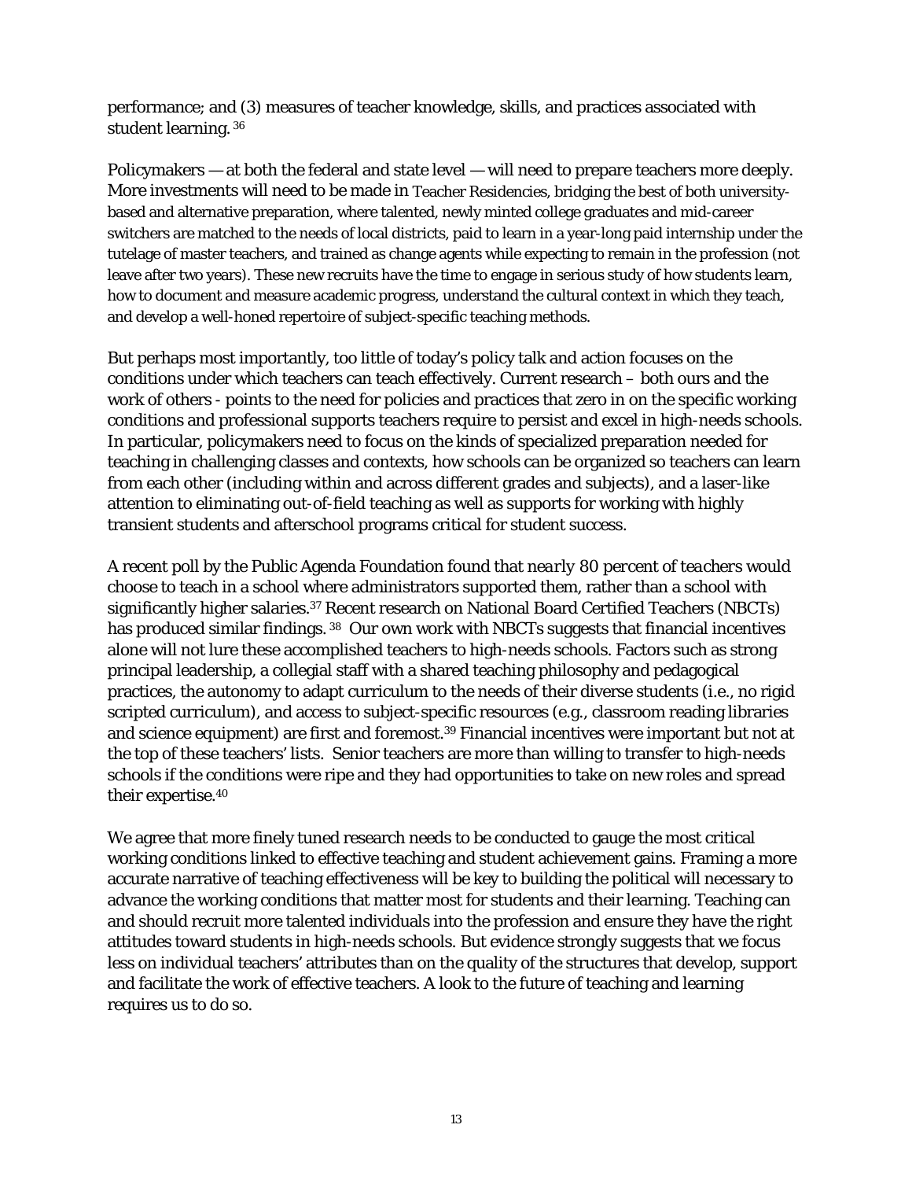performance; and (3) measures of teacher knowledge, skills, and practices associated with student learning.[36]

Policymakers — at both the federal and state level — will need to prepare teachers more deeply. More investments will need to be made in Teacher Residencies, bridging the best of both university-based and alternative preparation, where talented, newly minted college graduates and mid-career switchers are matched to the needs of local districts, paid to learn in a year-long paid internship under the tutelage of master teachers, and trained as change agents while expecting to remain in the profession (not leave after two years). These new recruits have the time to engage in serious study of how students learn, how to document and measure academic progress, understand the cultural context in which they teach, and develop a well-honed repertoire of subject-specific teaching methods.

But perhaps most importantly, too little of today's policy talk and action focuses on the conditions under which teachers can teach effectively. Current research – both ours and the work of others - points to the need for policies and practices that zero in on the specific working conditions and professional supports teachers require to persist and excel in high-needs schools. In particular, policymakers need to focus on the kinds of specialized preparation needed for teaching in challenging classes and contexts, how schools can be organized so teachers can learn from each other (including within and across different grades and subjects), and a laser-like attention to eliminating out-of-field teaching as well as supports for working with highly transient students and afterschool programs critical for student success.

A recent poll by the Public Agenda Foundation found that *nearly 80 percent of teachers* would choose to teach in a school where administrators supported them, rather than a school with significantly higher salaries.[37] Recent research on National Board Certified Teachers (NBCTs) has produced similar findings.[38] Our own work with NBCTs suggests that financial incentives alone will not lure these accomplished teachers to high-needs schools. Factors such as strong principal leadership, a collegial staff with a shared teaching philosophy and pedagogical practices, the autonomy to adapt curriculum to the needs of their diverse students (i.e., no rigid scripted curriculum), and access to subject-specific resources (e.g., classroom reading libraries and science equipment) are first and foremost.[39] Financial incentives were important but not at the top of these teachers' lists. Senior teachers are more than willing to transfer to high-needs schools if the conditions were ripe and they had opportunities to take on new roles and spread their expertise.[40]

We agree that more finely tuned research needs to be conducted to gauge the most critical working conditions linked to effective teaching and student achievement gains. Framing a more accurate narrative of teaching effectiveness will be key to building the political will necessary to advance the working conditions that matter most for students and their learning. Teaching can and should recruit more talented individuals into the profession and ensure they have the right attitudes toward students in high-needs schools. But evidence strongly suggests that we focus less on individual teachers' attributes than on the quality of the structures that develop, support and facilitate the work of effective teachers. A look to the future of teaching and learning requires us to do so.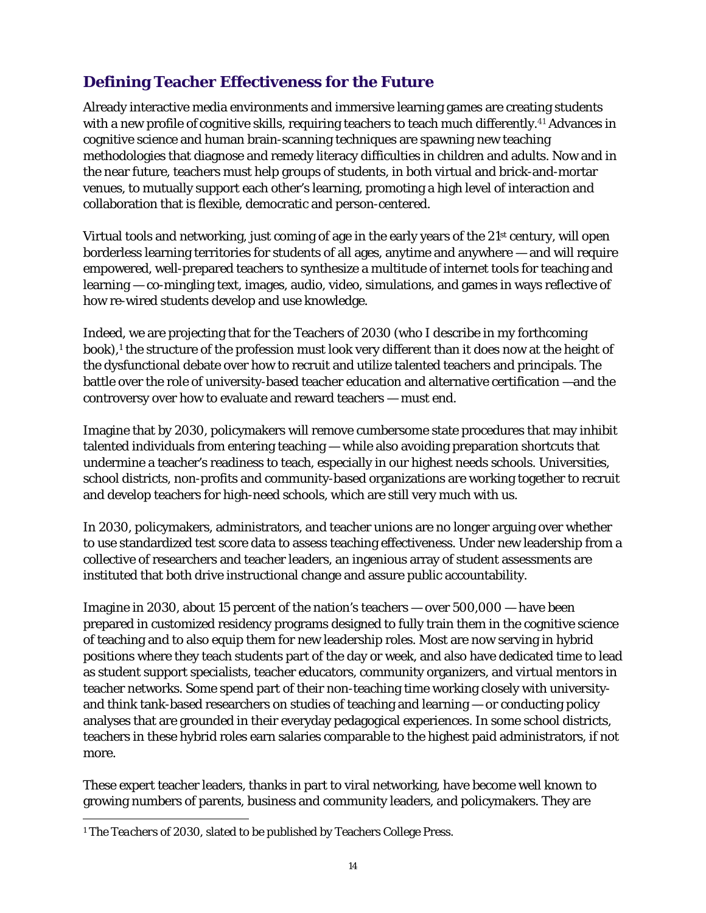## Defining Teacher Effectiveness for the Future

Already interactive media environments and immersive learning games are creating students with a new profile of cognitive skills, requiring teachers to teach much differently.[41] Advances in cognitive science and human brain-scanning techniques are spawning new teaching methodologies that diagnose and remedy literacy difficulties in children and adults. Now and in the near future, teachers must help groups of students, in both virtual and brick-and-mortar venues, to mutually support each other's learning, promoting a high level of interaction and collaboration that is flexible, democratic and person-centered.

Virtual tools and networking, just coming of age in the early years of the 21st century, will open borderless learning territories for students of all ages, anytime and anywhere — and will require empowered, well-prepared teachers to synthesize a multitude of internet tools for teaching and learning — co-mingling text, images, audio, video, simulations, and games in ways reflective of how re-wired students develop and use knowledge.

Indeed, we are projecting that for the Teachers of 2030 (who I describe in my forthcoming book),[1] the structure of the profession must look very different than it does now at the height of the dysfunctional debate over how to recruit and utilize talented teachers and principals. The battle over the role of university-based teacher education and alternative certification —and the controversy over how to evaluate and reward teachers — must end.

Imagine that by 2030, policymakers will remove cumbersome state procedures that may inhibit talented individuals from entering teaching — while also avoiding preparation shortcuts that undermine a teacher's readiness to teach, especially in our highest needs schools. Universities, school districts, non-profits and community-based organizations are working together to recruit and develop teachers for high-need schools, which are still very much with us.

In 2030, policymakers, administrators, and teacher unions are no longer arguing over whether to use standardized test score data to assess teaching effectiveness. Under new leadership from a collective of researchers and teacher leaders, an ingenious array of student assessments are instituted that both drive instructional change and assure public accountability.

Imagine in 2030, about 15 percent of the nation's teachers — over 500,000 — have been prepared in customized residency programs designed to fully train them in the cognitive science of teaching and to also equip them for new leadership roles. Most are now serving in hybrid positions where they teach students part of the day or week, and also have dedicated time to lead as student support specialists, teacher educators, community organizers, and virtual mentors in teacher networks. Some spend part of their non-teaching time working closely with university- and think tank-based researchers on studies of teaching and learning — or conducting policy analyses that are grounded in their everyday pedagogical experiences. In some school districts, teachers in these hybrid roles earn salaries comparable to the highest paid administrators, if not more.

These expert teacher leaders, thanks in part to viral networking, have become well known to growing numbers of parents, business and community leaders, and policymakers. They are

---

[1] *The Teachers of 2030*, slated to be published by Teachers College Press.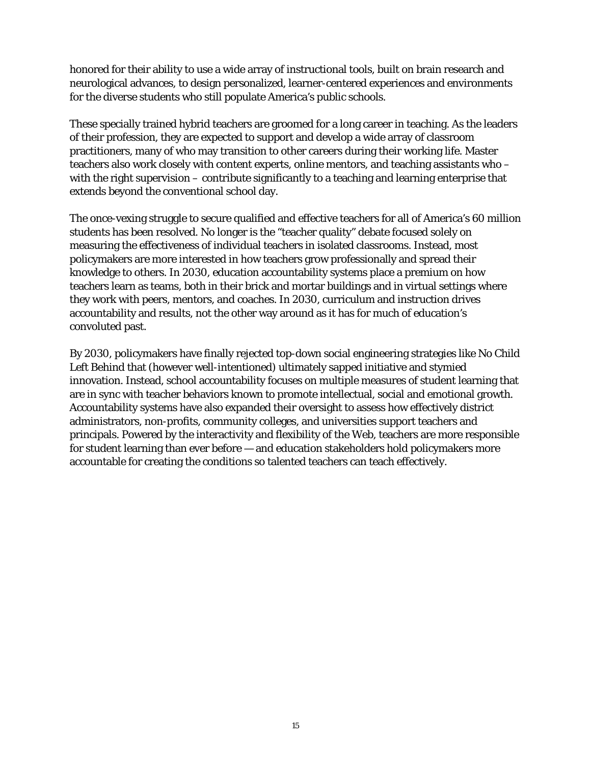honored for their ability to use a wide array of instructional tools, built on brain research and neurological advances, to design personalized, learner-centered experiences and environments for the diverse students who still populate America's public schools.

These specially trained hybrid teachers are groomed for a long career in teaching. As the leaders of their profession, they are expected to support and develop a wide array of classroom practitioners, many of who may transition to other careers during their working life. Master teachers also work closely with content experts, online mentors, and teaching assistants who – with the right supervision – contribute significantly to a teaching and learning enterprise that extends beyond the conventional school day.

The once-vexing struggle to secure qualified and effective teachers for all of America's 60 million students has been resolved. No longer is the "teacher quality" debate focused solely on measuring the effectiveness of individual teachers in isolated classrooms. Instead, most policymakers are more interested in how teachers grow professionally and spread their knowledge to others. In 2030, education accountability systems place a premium on how teachers learn as teams, both in their brick and mortar buildings and in virtual settings where they work with peers, mentors, and coaches. In 2030, curriculum and instruction drives accountability and results, not the other way around as it has for much of education's convoluted past.

By 2030, policymakers have finally rejected top-down social engineering strategies like No Child Left Behind that (however well-intentioned) ultimately sapped initiative and stymied innovation. Instead, school accountability focuses on multiple measures of student learning that are in sync with teacher behaviors known to promote intellectual, social and emotional growth. Accountability systems have also expanded their oversight to assess how effectively district administrators, non-profits, community colleges, and universities support teachers and principals. Powered by the interactivity and flexibility of the Web, teachers are more responsible for student learning than ever before — and education stakeholders hold policymakers more accountable for creating the conditions so talented teachers can teach effectively.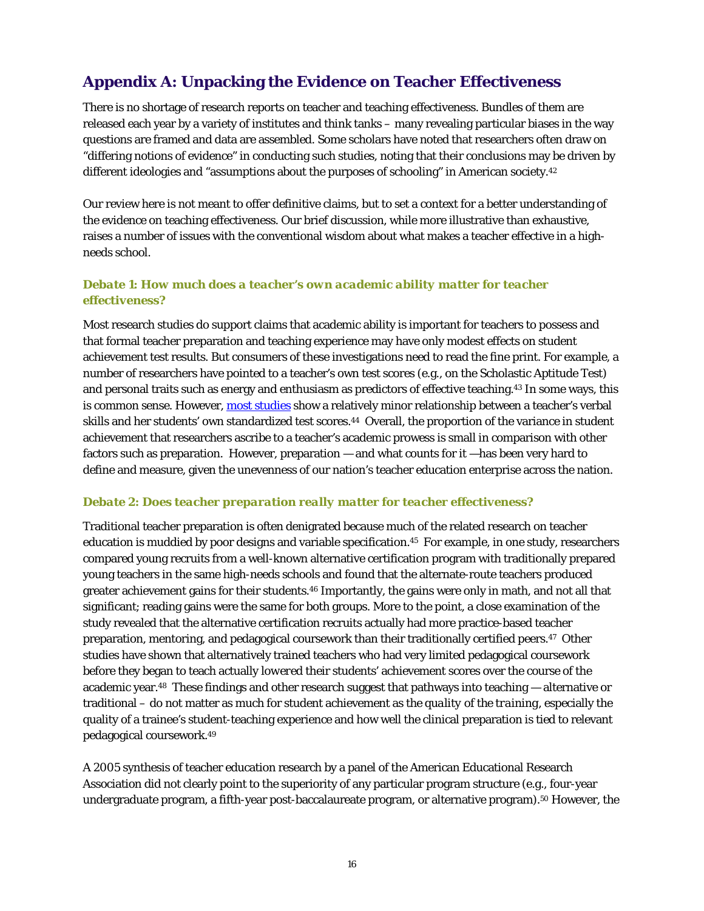## Appendix A: Unpacking the Evidence on Teacher Effectiveness

There is no shortage of research reports on teacher and teaching effectiveness. Bundles of them are released each year by a variety of institutes and think tanks – many revealing particular biases in the way questions are framed and data are assembled. Some scholars have noted that researchers often draw on "differing notions of evidence" in conducting such studies, noting that their conclusions may be driven by different ideologies and "assumptions about the purposes of schooling" in American society.[42]

Our review here is not meant to offer definitive claims, but to set a context for a better understanding of the evidence on teaching effectiveness. Our brief discussion, while more illustrative than exhaustive, raises a number of issues with the conventional wisdom about what makes a teacher effective in a high-needs school.

### *Debate 1: How much does a teacher's own academic ability matter for teacher effectiveness?*

Most research studies do support claims that academic ability is important for teachers to possess and that formal teacher preparation and teaching experience may have only modest effects on student achievement test results. But consumers of these investigations need to read the fine print. For example, a number of researchers have pointed to a teacher's own test scores (e.g., on the Scholastic Aptitude Test) and personal traits such as energy and enthusiasm as predictors of effective teaching.[43] In some ways, this is common sense. However, most studies show a relatively minor relationship between a teacher's verbal skills and her students' own standardized test scores.[44] Overall, the proportion of the variance in student achievement that researchers ascribe to a teacher's academic prowess is small in comparison with other factors such as preparation. However, preparation — and what counts for it —has been very hard to define and measure, given the unevenness of our nation's teacher education enterprise across the nation.

### *Debate 2: Does teacher preparation really matter for teacher effectiveness?*

Traditional teacher preparation is often denigrated because much of the related research on teacher education is muddied by poor designs and variable specification.[45] For example, in one study, researchers compared young recruits from a well-known alternative certification program with traditionally prepared young teachers in the same high-needs schools and found that the alternate-route teachers produced greater achievement gains for their students.[46] Importantly, the gains were only in math, and not all that significant; reading gains were the same for both groups. More to the point, a close examination of the study revealed that the alternative certification recruits actually had more practice-based teacher preparation, mentoring, and pedagogical coursework than their traditionally certified peers.[47] Other studies have shown that alternatively trained teachers who had very limited pedagogical coursework before they began to teach actually lowered their students' achievement scores over the course of the academic year.[48] These findings and other research suggest that pathways into teaching — alternative or traditional – do not matter as much for student achievement as the *quality of the training*, especially the quality of a trainee's student-teaching experience and how well the clinical preparation is tied to relevant pedagogical coursework.[49]

A 2005 synthesis of teacher education research by a panel of the American Educational Research Association did not clearly point to the superiority of any particular program structure (e.g., four-year undergraduate program, a fifth-year post-baccalaureate program, or alternative program).[50] However, the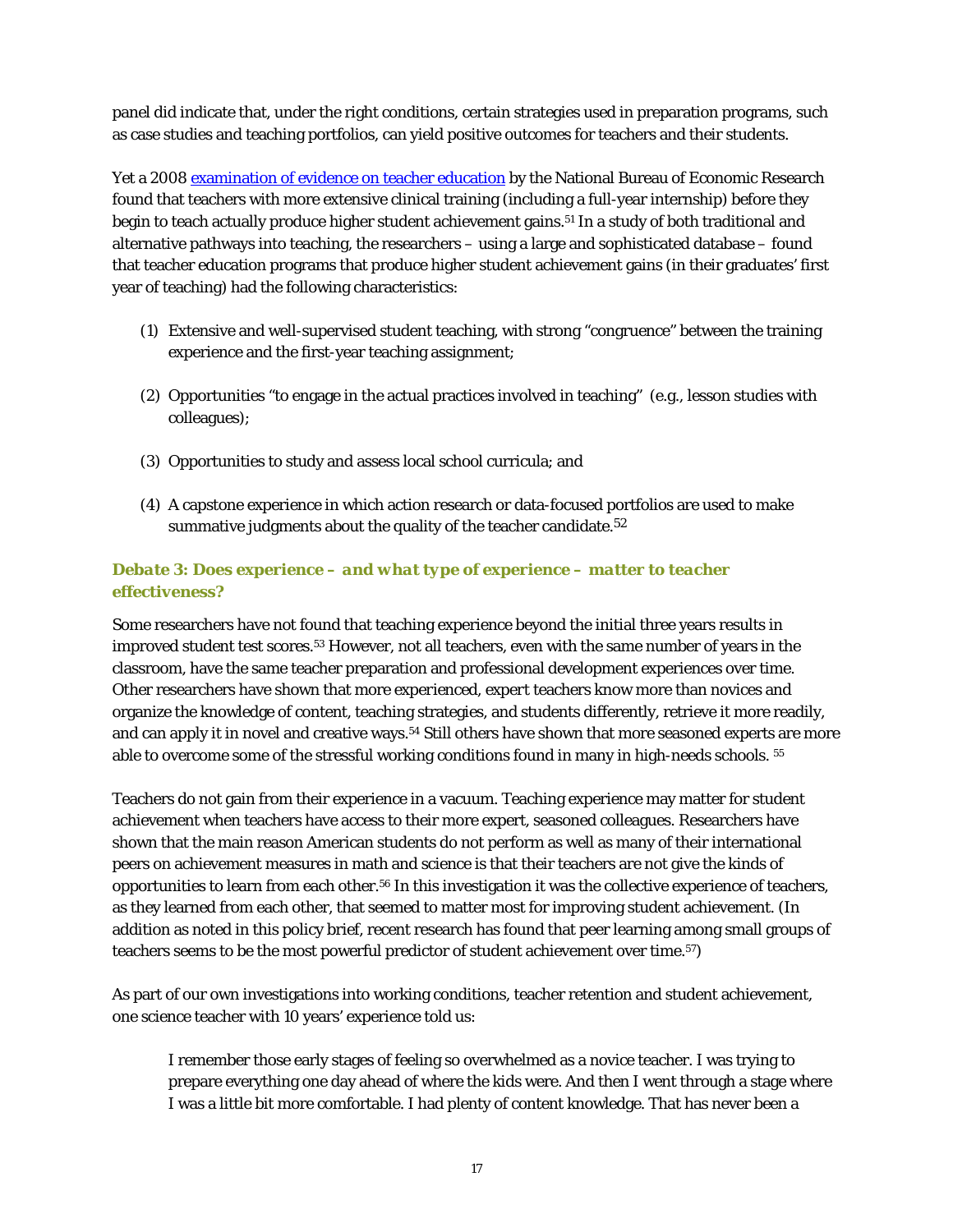panel did indicate that, under the right conditions, certain strategies used in preparation programs, such as case studies and teaching portfolios, can yield positive outcomes for teachers and their students.

Yet a 2008 [examination of evidence on teacher education]() by the National Bureau of Economic Research found that teachers with more extensive clinical training (including a full-year internship) before they begin to teach actually produce higher student achievement gains.[51] In a study of both traditional and alternative pathways into teaching, the researchers – using a large and sophisticated database – found that teacher education programs that produce higher student achievement gains (in their graduates' first year of teaching) had the following characteristics:

(1) Extensive and well-supervised student teaching, with strong "congruence" between the training experience and the first-year teaching assignment;

(2) Opportunities "to engage in the actual practices involved in teaching" (e.g., lesson studies with colleagues);

(3) Opportunities to study and assess local school curricula; and

(4) A capstone experience in which action research or data-focused portfolios are used to make summative judgments about the quality of the teacher candidate.[52]

### *Debate 3: Does experience – and what type of experience – matter to teacher effectiveness?*

Some researchers have not found that teaching experience beyond the initial three years results in improved student test scores.[53] However, not all teachers, even with the same number of years in the classroom, have the same teacher preparation and professional development experiences over time. Other researchers have shown that more experienced, expert teachers know more than novices and organize the knowledge of content, teaching strategies, and students differently, retrieve it more readily, and can apply it in novel and creative ways.[54] Still others have shown that more seasoned experts are more able to overcome some of the stressful working conditions found in many in high-needs schools. [55]

Teachers do not gain from their experience in a vacuum. Teaching experience may matter for student achievement when teachers have access to their more expert, seasoned colleagues. Researchers have shown that the main reason American students do not perform as well as many of their international peers on achievement measures in math and science is that their teachers are not give the kinds of opportunities to learn from each other.[56] In this investigation it was the collective experience of teachers, as they learned from each other, that seemed to matter most for improving student achievement. (In addition as noted in this policy brief, recent research has found that peer learning among small groups of teachers seems to be the most powerful predictor of student achievement over time.[57])

As part of our own investigations into working conditions, teacher retention and student achievement, one science teacher with 10 years' experience told us:

> I remember those early stages of feeling so overwhelmed as a novice teacher. I was trying to prepare everything one day ahead of where the kids were. And then I went through a stage where I was a little bit more comfortable. I had plenty of content knowledge. That has never been a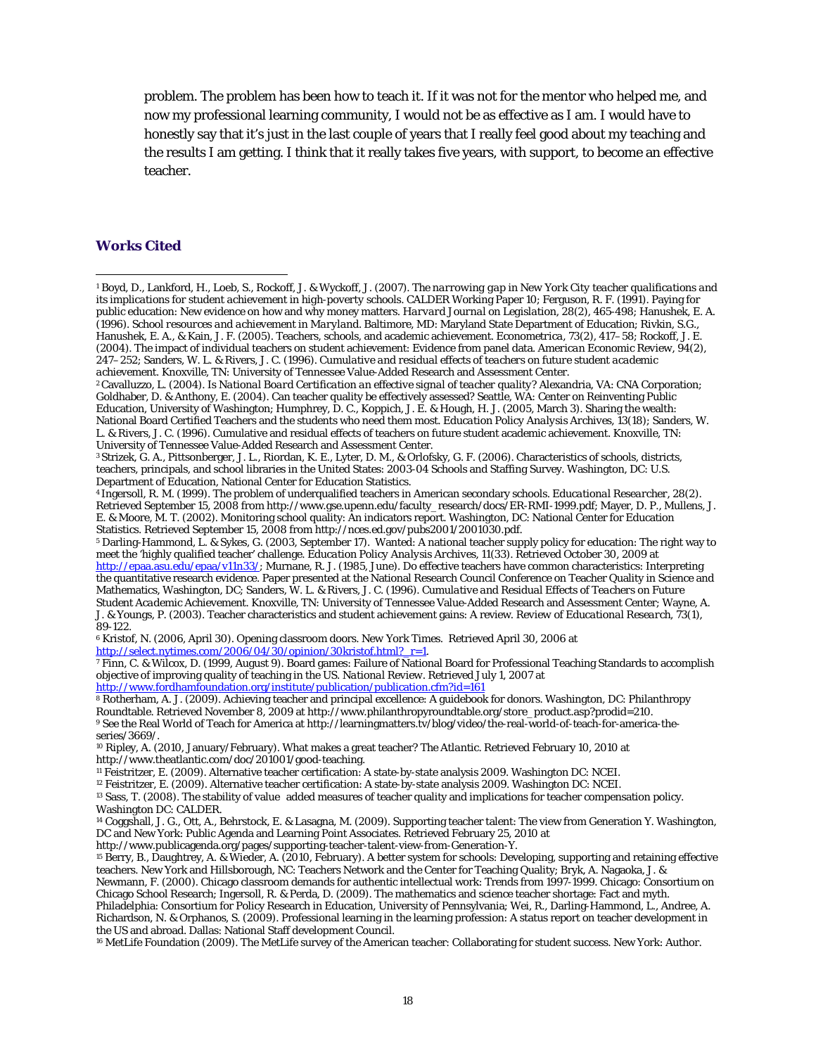problem. The problem has been how to teach it. If it was not for the mentor who helped me, and now my professional learning community, I would not be as effective as I am. I would have to honestly say that it's just in the last couple of years that I really feel good about my teaching and the results I am getting. I think that it really takes five years, with support, to become an effective teacher.

## Works Cited

[1] Boyd, D., Lankford, H., Loeb, S., Rockoff, J. & Wyckoff, J. (2007). *The narrowing gap in New York City teacher qualifications and its implications for student achievement in high-poverty schools.* CALDER Working Paper 10; Ferguson, R. F. (1991). Paying for public education: New evidence on how and why money matters. *Harvard Journal on Legislation*, 28(2), 465-498; Hanushek, E. A. (1996). *School resources and achievement in Maryland.* Baltimore, MD: Maryland State Department of Education; Rivkin, S.G., Hanushek, E. A., & Kain, J. F. (2005). Teachers, schools, and academic achievement. *Econometrica*, 73(2), 417–58; Rockoff, J. E. (2004). The impact of individual teachers on student achievement: Evidence from panel data. *American Economic Review*, 94(2), 247–252; Sanders, W. L. & Rivers, J. C. (1996). *Cumulative and residual effects of teachers on future student academic achievement.* Knoxville, TN: University of Tennessee Value-Added Research and Assessment Center.

[2] Cavalluzzo, L. (2004). *Is National Board Certification an effective signal of teacher quality?* Alexandria, VA: CNA Corporation; Goldhaber, D. & Anthony, E. (2004). Can teacher quality be effectively assessed? Seattle, WA: Center on Reinventing Public Education, University of Washington; Humphrey, D. C., Koppich, J. E. & Hough, H. J. (2005, March 3). Sharing the wealth: National Board Certified Teachers and the students who need them most. *Education Policy Analysis Archives*, 13(18); Sanders, W. L. & Rivers, J. C. (1996). Cumulative and residual effects of teachers on future student academic achievement. Knoxville, TN: University of Tennessee Value-Added Research and Assessment Center.

[3] Strizek, G. A., Pittsonberger, J. L., Riordan, K. E., Lyter, D. M., & Orlofsky, G. F. (2006). Characteristics of schools, districts, teachers, principals, and school libraries in the United States: 2003-04 Schools and Staffing Survey. Washington, DC: U.S. Department of Education, National Center for Education Statistics.

[4] Ingersoll, R. M. (1999). The problem of underqualified teachers in American secondary schools. *Educational Researcher*, 28(2). Retrieved September 15, 2008 from http://www.gse.upenn.edu/faculty_research/docs/ER-RMI-1999.pdf; Mayer, D. P., Mullens, J. E. & Moore, M. T. (2002). Monitoring school quality: An indicators report. Washington, DC: National Center for Education Statistics. Retrieved September 15, 2008 from http://nces.ed.gov/pubs2001/2001030.pdf.

[5] Darling-Hammond, L. & Sykes, G. (2003, September 17). Wanted: A national teacher supply policy for education: The right way to meet the 'highly qualified teacher' challenge. *Education Policy Analysis Archives*, 11(33). Retrieved October 30, 2009 at http://epaa.asu.edu/epaa/v11n33/; Murnane, R. J. (1985, June). Do effective teachers have common characteristics: Interpreting the quantitative research evidence. Paper presented at the National Research Council Conference on Teacher Quality in Science and Mathematics, Washington, DC; Sanders, W. L. & Rivers, J. C. (1996). *Cumulative and Residual Effects of Teachers on Future Student Academic Achievement.* Knoxville, TN: University of Tennessee Value-Added Research and Assessment Center; Wayne, A. J. & Youngs, P. (2003). Teacher characteristics and student achievement gains: A review. *Review of Educational Research*, 73(1), 89-122.

[6] Kristof, N. (2006, April 30). Opening classroom doors. New York Times. Retrieved April 30, 2006 at http://select.nytimes.com/2006/04/30/opinion/30kristof.html?_r=1.

[7] Finn, C. & Wilcox, D. (1999, August 9). Board games: Failure of National Board for Professional Teaching Standards to accomplish objective of improving quality of teaching in the US. *National Review*. Retrieved July 1, 2007 at http://www.fordhamfoundation.org/institute/publication/publication.cfm?id=161

[8] Rotherham, A. J. (2009). Achieving teacher and principal excellence: A guidebook for donors. Washington, DC: Philanthropy Roundtable. Retrieved November 8, 2009 at http://www.philanthropyroundtable.org/store_product.asp?prodid=210.

[9] See the Real World of Teach for America at http://learningmatters.tv/blog/video/the-real-world-of-teach-for-america-the-series/3669/.

[10] Ripley, A. (2010, January/February). What makes a great teacher? *The Atlantic*. Retrieved February 10, 2010 at http://www.theatlantic.com/doc/201001/good-teaching.

[11] Feistritzer, E. (2009). Alternative teacher certification: A state-by-state analysis 2009. Washington DC: NCEI.

[12] Feistritzer, E. (2009). Alternative teacher certification: A state-by-state analysis 2009. Washington DC: NCEI.

[13] Sass, T. (2008). The stability of value added measures of teacher quality and implications for teacher compensation policy. Washington DC: CALDER.

[14] Coggshall, J. G., Ott, A., Behrstock, E. & Lasagna, M. (2009). Supporting teacher talent: The view from Generation Y. Washington, DC and New York: Public Agenda and Learning Point Associates. Retrieved February 25, 2010 at http://www.publicagenda.org/pages/supporting-teacher-talent-view-from-Generation-Y.

[15] Berry, B., Daughtrey, A. & Wieder, A. (2010, February). A better system for schools: Developing, supporting and retaining effective teachers. New York and Hillsborough, NC: Teachers Network and the Center for Teaching Quality; Bryk, A. Nagaoka, J. & Newmann, F. (2000). Chicago classroom demands for authentic intellectual work: Trends from 1997-1999. Chicago: Consortium on Chicago School Research; Ingersoll, R. & Perda, D. (2009). The mathematics and science teacher shortage: Fact and myth. Philadelphia: Consortium for Policy Research in Education, University of Pennsylvania; Wei, R., Darling-Hammond, L., Andree, A. Richardson, N. & Orphanos, S. (2009). Professional learning in the learning profession: A status report on teacher development in the US and abroad. Dallas: National Staff development Council.

[16] MetLife Foundation (2009). The MetLife survey of the American teacher: Collaborating for student success. New York: Author.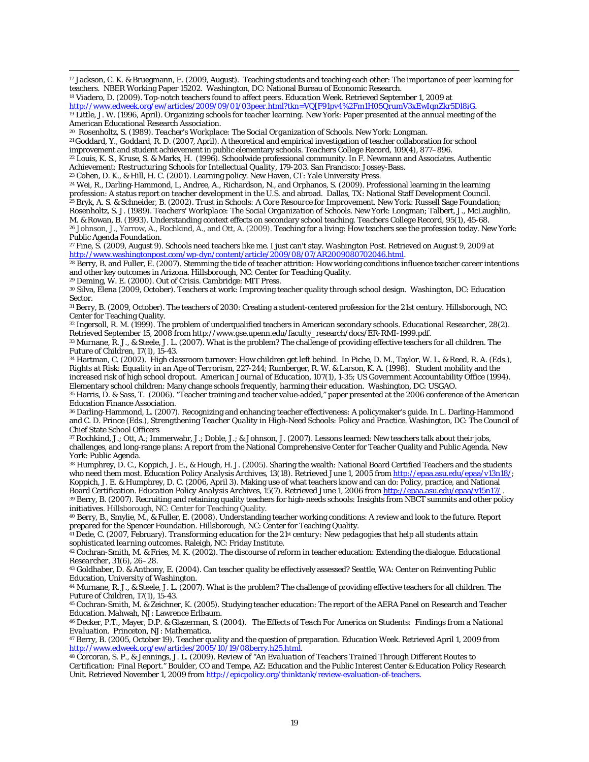[17] Jackson, C. K. & Bruegmann, E. (2009, August). Teaching students and teaching each other: The importance of peer learning for teachers. NBER Working Paper 15202. Washington, DC: National Bureau of Economic Research.

[18] Viadero, D. (2009). Top-notch teachers found to affect peers. *Education Week*. Retrieved September 1, 2009 at http://www.edweek.org/ew/articles/2009/09/01/03peer.html?tkn=VQ[F91pv4%2Fm1H05QrumV3xEwIqnZkr5Dl8iG.

[19] Little, J. W. (1996, April). *Organizing schools for teacher learning*. New York: Paper presented at the annual meeting of the American Educational Research Association.

[20] Rosenholtz, S. (1989). *Teacher's Workplace: The Social Organization of Schools*. New York: Longman.

[21] Goddard, Y., Goddard, R. D. (2007, April). A theoretical and empirical investigation of teacher collaboration for school improvement and student achievement in public elementary schools. *Teachers College Record*, 109(4), 877–896.

[22] Louis, K. S., Kruse, S. & Marks, H. (1996). Schoolwide professional community. In F. Newmann and Associates. Authentic Achievement: *Restructuring Schools for Intellectual Quality*, 179-203. San Francisco: Jossey-Bass.

[23] Cohen, D. K., & Hill, H. C. (2001). Learning policy. New Haven, CT: Yale University Press.

[24] Wei, R., Darling-Hammond, L, Andree, A., Richardson, N., and Orphanos, S. (2009). Professional learning in the learning profession: A status report on teacher development in the U.S. and abroad. Dallas, TX: National Staff Development Council.

[25] Bryk, A. S. & Schneider, B. (2002). *Trust in Schools: A Core Resource for Improvement*. New York: Russell Sage Foundation; Rosenholtz, S. J. (1989). *Teachers' Workplace: The Social Organization of Schools*. New York: Longman; Talbert, J., McLaughlin, M. & Rowan, B. (1993). Understanding context effects on secondary school teaching. *Teachers College Record*, 95(1), 45-68.

[26] Johnson, J., Yarrow, A., Rochkind, A., and Ott, A. (2009). Teaching for a living: How teachers see the profession today. New York: Public Agenda Foundation.

[27] Fine, S. (2009, August 9). Schools need teachers like me. I just can't stay. *Washington Post*. Retrieved on August 9, 2009 at http://www.washingtonpost.com/wp-dyn/content/article/2009/08/07/AR2009080702046.html.

[28] Berry, B. and Fuller, E. (2007). Stemming the tide of teacher attrition: How working conditions influence teacher career intentions and other key outcomes in Arizona. Hillsborough, NC: Center for Teaching Quality.

[29] Deming, W. E. (2000). Out of Crisis. Cambridge: MIT Press.

[30] Silva, Elena (2009, October). Teachers at work: Improving teacher quality through school design. Washington, DC: Education Sector.

[31] Berry, B. (2009, October). The teachers of 2030: Creating a student-centered profession for the 21st century. Hillsborough, NC: Center for Teaching Quality.

[32] Ingersoll, R. M. (1999). The problem of underqualified teachers in American secondary schools. *Educational Researcher*, 28(2). Retrieved September 15, 2008 from http://www.gse.upenn.edu/faculty_research/docs/ER-RMI-1999.pdf.

[33] Murnane, R. J., & Steele, J. L. (2007). What is the problem? The challenge of providing effective teachers for all children. *The Future of Children*, 17(1), 15-43.

[34] Hartman, C. (2002). High classroom turnover: How children get left behind. In Piche, D. M., Taylor, W. L. & Reed, R. A. (Eds.), *Rights at Risk: Equality in an Age of Terrorism*, 227-244; Rumberger, R. W. & Larson, K. A. (1998). Student mobility and the increased risk of high school dropout. *American Journal of Education*, 107(1), 1-35; US Government Accountability Office (1994). Elementary school children: Many change schools frequently, harming their education. Washington, DC: USGAO.

[35] Harris, D. & Sass, T. (2006). "Teacher training and teacher value-added," paper presented at the 2006 conference of the American Education Finance Association.

[36] Darling-Hammond, L. (2007). Recognizing and enhancing teacher effectiveness: A policymaker's guide. In L. Darling-Hammond and C. D. Prince (Eds.), *Strengthening Teacher Quality in High-Need Schools: Policy and Practice*. Washington, DC: The Council of Chief State School Officers

[37] Rochkind, J.; Ott, A.; Immerwahr, J.; Doble, J.; & Johnson, J. (2007). Lessons learned: New teachers talk about their jobs, challenges, and long-range plans: A report from the National Comprehensive Center for Teacher Quality and Public Agenda. New York: Public Agenda.

[38] Humphrey, D. C., Koppich, J. E., & Hough, H. J. (2005). Sharing the wealth: National Board Certified Teachers and the students who need them most. *Education Policy Analysis Archives*, 13(18). Retrieved June 1, 2005 from http://epaa.asu.edu/epaa/v13n18/; Koppich, J. E. & Humphrey, D. C. (2006, April 3). Making use of what teachers know and can do: Policy, practice, and National Board Certification. *Education Policy Analysis Archives*, 15(7). Retrieved June 1, 2006 from http://epaa.asu.edu/epaa/v15n17/ .

[39] Berry, B. (2007). Recruiting and retaining quality teachers for high-needs schools: Insights from NBCT summits and other policy initiatives. Hillsborough, NC: Center for Teaching Quality.

[40] Berry, B., Smylie, M., & Fuller, E. (2008). Understanding teacher working conditions: A review and look to the future. Report prepared for the Spencer Foundation. Hillsborough, NC: Center for Teaching Quality.

[41] Dede, C. (2007, February). *Transforming education for the 21st century: New pedagogies that help all students attain sophisticated learning outcomes*. Raleigh, NC: Friday Institute.

[42] Cochran-Smith, M. & Fries, M. K. (2002). The discourse of reform in teacher education: Extending the dialogue. *Educational Researcher*, 31(6), 26–28.

[43] Goldhaber, D. & Anthony, E. (2004). Can teacher quality be effectively assessed? Seattle, WA: Center on Reinventing Public Education, University of Washington.

[44] Murnane, R. J., & Steele, J. L. (2007). What is the problem? The challenge of providing effective teachers for all children. *The Future of Children*, 17(1), 15-43.

[45] Cochran-Smith, M. & Zeichner, K. (2005). Studying teacher education: The report of the AERA Panel on Research and Teacher Education. Mahwah, NJ: Lawrence Erlbaum.

[46] Decker, P.T., Mayer, D.P. & Glazerman, S. (2004). *The Effects of Teach For America on Students: Findings from a National Evaluation*. Princeton, NJ: Mathematica.

[47] Berry, B. (2005, October 19). Teacher quality and the question of preparation. *Education Week*. Retrieved April 1, 2009 from http://www.edweek.org/ew/articles/2005/10/19/08berry.h25.html.

[48] Corcoran, S. P., & Jennings, J. L. (2009). Review of "*An Evaluation of Teachers Trained Through Different Routes to Certification: Final Report*." Boulder, CO and Tempe, AZ: Education and the Public Interest Center & Education Policy Research Unit. Retrieved November 1, 2009 from http://epicpolicy.org/thinktank/review-evaluation-of-teachers.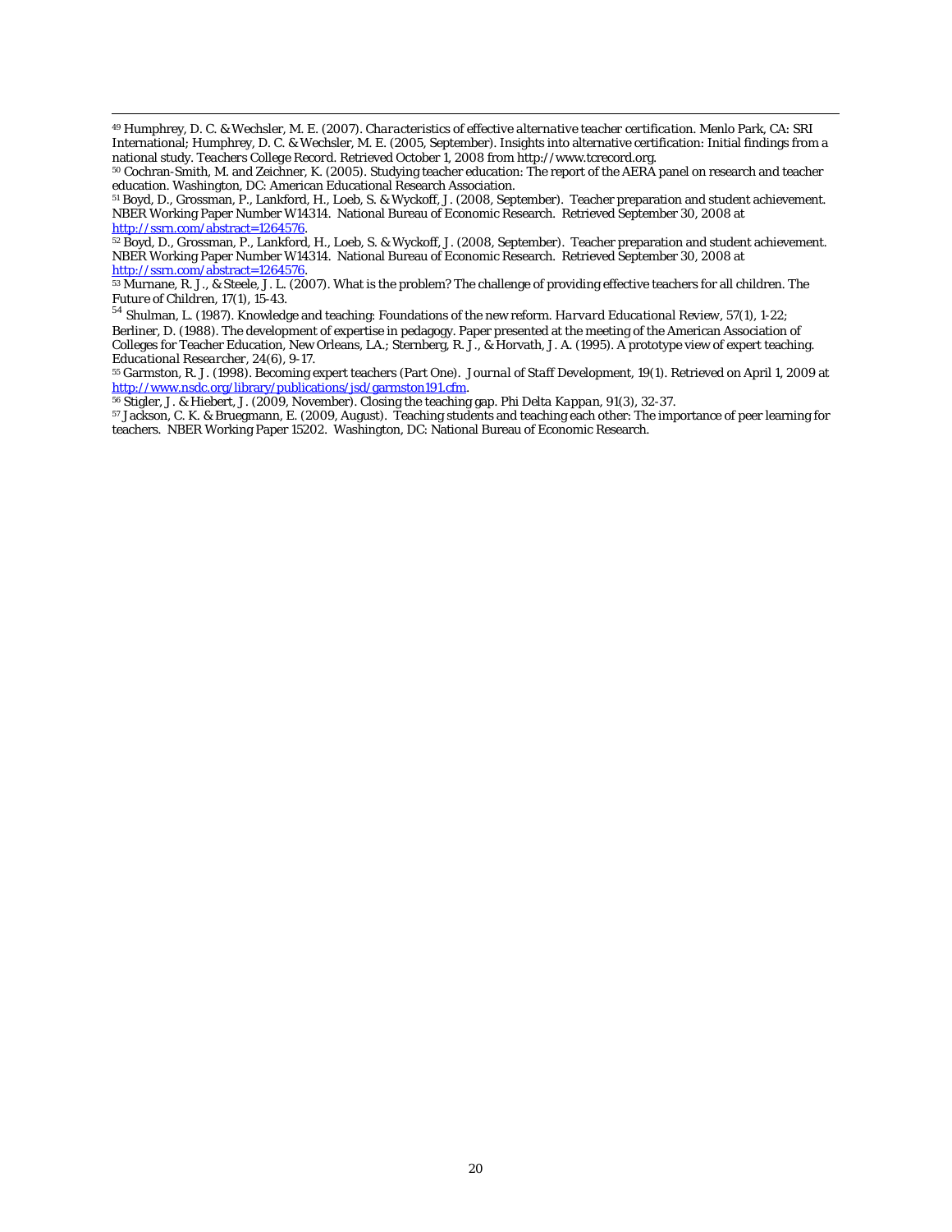[49] Humphrey, D. C. & Wechsler, M. E. (2007). *Characteristics of effective alternative teacher certification.* Menlo Park, CA: SRI International; Humphrey, D. C. & Wechsler, M. E. (2005, September). Insights into alternative certification: Initial findings from a national study. *Teachers College Record.* Retrieved October 1, 2008 from http://www.tcrecord.org.

[50] Cochran-Smith, M. and Zeichner, K. (2005). Studying teacher education: The report of the AERA panel on research and teacher education. Washington, DC: American Educational Research Association.

[51] Boyd, D., Grossman, P., Lankford, H., Loeb, S. & Wyckoff, J. (2008, September). Teacher preparation and student achievement. NBER Working Paper Number W14314. National Bureau of Economic Research. Retrieved September 30, 2008 at http://ssrn.com/abstract=1264576.

[52] Boyd, D., Grossman, P., Lankford, H., Loeb, S. & Wyckoff, J. (2008, September). Teacher preparation and student achievement. NBER Working Paper Number W14314. National Bureau of Economic Research. Retrieved September 30, 2008 at http://ssrn.com/abstract=1264576.

[53] Murnane, R. J., & Steele, J. L. (2007). What is the problem? The challenge of providing effective teachers for all children. *The Future of Children*, 17(1), 15-43.

[54] Shulman, L. (1987). Knowledge and teaching: Foundations of the new reform. *Harvard Educational Review*, 57(1), 1-22; Berliner, D. (1988). The development of expertise in pedagogy. Paper presented at the meeting of the American Association of Colleges for Teacher Education, New Orleans, LA.; Sternberg, R. J., & Horvath, J. A. (1995). A prototype view of expert teaching. *Educational Researcher*, 24(6), 9-17.

[55] Garmston, R. J. (1998). Becoming expert teachers (Part One). *Journal of Staff Development*, 19(1). Retrieved on April 1, 2009 at http://www.nsdc.org/library/publications/jsd/garmston191.cfm.

[56] Stigler, J. & Hiebert, J. (2009, November). Closing the teaching gap. *Phi Delta Kappan*, 91(3), 32-37.

[57] Jackson, C. K. & Bruegmann, E. (2009, August). Teaching students and teaching each other: The importance of peer learning for teachers. NBER Working Paper 15202. Washington, DC: National Bureau of Economic Research.